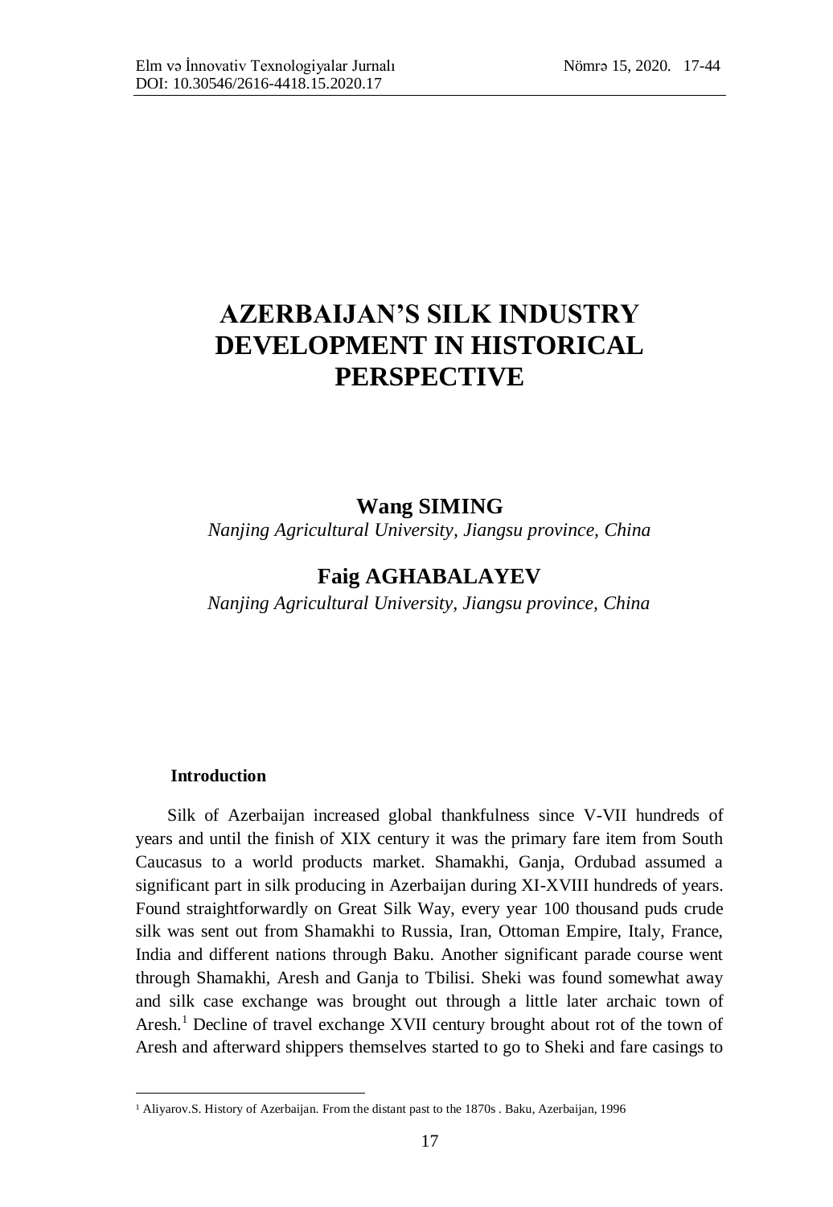# AZERBAIJAN'S SILK INDUSTRY DEVELOPMENT IN HISTORICAL PERSPECTIVE

**Wang SIMING**

*Nanjing Agricultural University, Jiangsu province, China*

**Faig AGHABALAYEV**

*Nanjing Agricultural University, Jiangsu province, China*

**Introduction**

Silk of Azerbaijan increased global thankfulness since V-VII hundreds of years and until the finish of XIX century it was the primary fare item from South Caucasus to a world products market. Shamakhi, Ganja, Ordubad assumed a significant part in silk producing in Azerbaijan during XI-XVIII hundreds of years. Found straightforwardly on Great Silk Way, every year 100 thousand puds crude silk was sent out from Shamakhi to Russia, Iran, Ottoman Empire, Italy, France, India and different nations through Baku. Another significant parade course went through Shamakhi, Aresh and Ganja to Tbilisi. Sheki was found somewhat away and silk case exchange was brought out through a little later archaic town of Aresh.[1] Decline of travel exchange XVII century brought about rot of the town of Aresh and afterward shippers themselves started to go to Sheki and fare casings to

---

[1] Aliyarov.S. History of Azerbaijan. From the distant past to the 1870s . Baku, Azerbaijan, 1996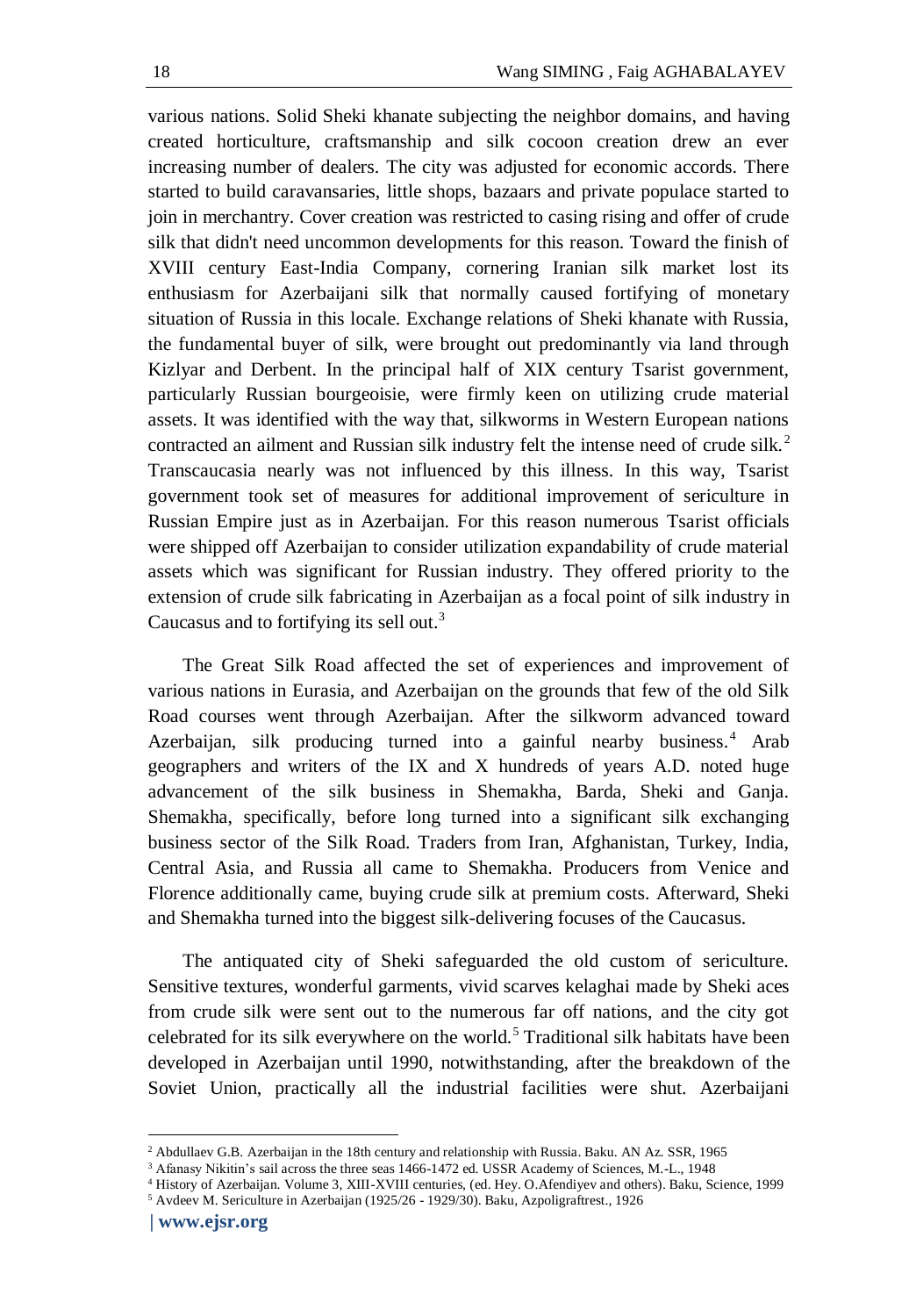various nations. Solid Sheki khanate subjecting the neighbor domains, and having created horticulture, craftsmanship and silk cocoon creation drew an ever increasing number of dealers. The city was adjusted for economic accords. There started to build caravansaries, little shops, bazaars and private populace started to join in merchantry. Cover creation was restricted to casing rising and offer of crude silk that didn't need uncommon developments for this reason. Toward the finish of XVIII century East-India Company, cornering Iranian silk market lost its enthusiasm for Azerbaijani silk that normally caused fortifying of monetary situation of Russia in this locale. Exchange relations of Sheki khanate with Russia, the fundamental buyer of silk, were brought out predominantly via land through Kizlyar and Derbent. In the principal half of XIX century Tsarist government, particularly Russian bourgeoisie, were firmly keen on utilizing crude material assets. It was identified with the way that, silkworms in Western European nations contracted an ailment and Russian silk industry felt the intense need of crude silk.[2] Transcaucasia nearly was not influenced by this illness. In this way, Tsarist government took set of measures for additional improvement of sericulture in Russian Empire just as in Azerbaijan. For this reason numerous Tsarist officials were shipped off Azerbaijan to consider utilization expandability of crude material assets which was significant for Russian industry. They offered priority to the extension of crude silk fabricating in Azerbaijan as a focal point of silk industry in Caucasus and to fortifying its sell out.[3]

The Great Silk Road affected the set of experiences and improvement of various nations in Eurasia, and Azerbaijan on the grounds that few of the old Silk Road courses went through Azerbaijan. After the silkworm advanced toward Azerbaijan, silk producing turned into a gainful nearby business.[4] Arab geographers and writers of the IX and X hundreds of years A.D. noted huge advancement of the silk business in Shemakha, Barda, Sheki and Ganja. Shemakha, specifically, before long turned into a significant silk exchanging business sector of the Silk Road. Traders from Iran, Afghanistan, Turkey, India, Central Asia, and Russia all came to Shemakha. Producers from Venice and Florence additionally came, buying crude silk at premium costs. Afterward, Sheki and Shemakha turned into the biggest silk-delivering focuses of the Caucasus.

The antiquated city of Sheki safeguarded the old custom of sericulture. Sensitive textures, wonderful garments, vivid scarves kelaghai made by Sheki aces from crude silk were sent out to the numerous far off nations, and the city got celebrated for its silk everywhere on the world.[5] Traditional silk habitats have been developed in Azerbaijan until 1990, notwithstanding, after the breakdown of the Soviet Union, practically all the industrial facilities were shut. Azerbaijani

---

[2] Abdullaev G.B. Azerbaijan in the 18th century and relationship with Russia. Baku. AN Az. SSR, 1965

[3] Afanasy Nikitin's sail across the three seas 1466-1472 ed. USSR Academy of Sciences, M.-L., 1948

[4] History of Azerbaijan. Volume 3, XIII-XVIII centuries, (ed. Hey. O.Afendiyev and others). Baku, Science, 1999

[5] Avdeev M. Sericulture in Azerbaijan (1925/26 - 1929/30). Baku, Azpoligraftrest., 1926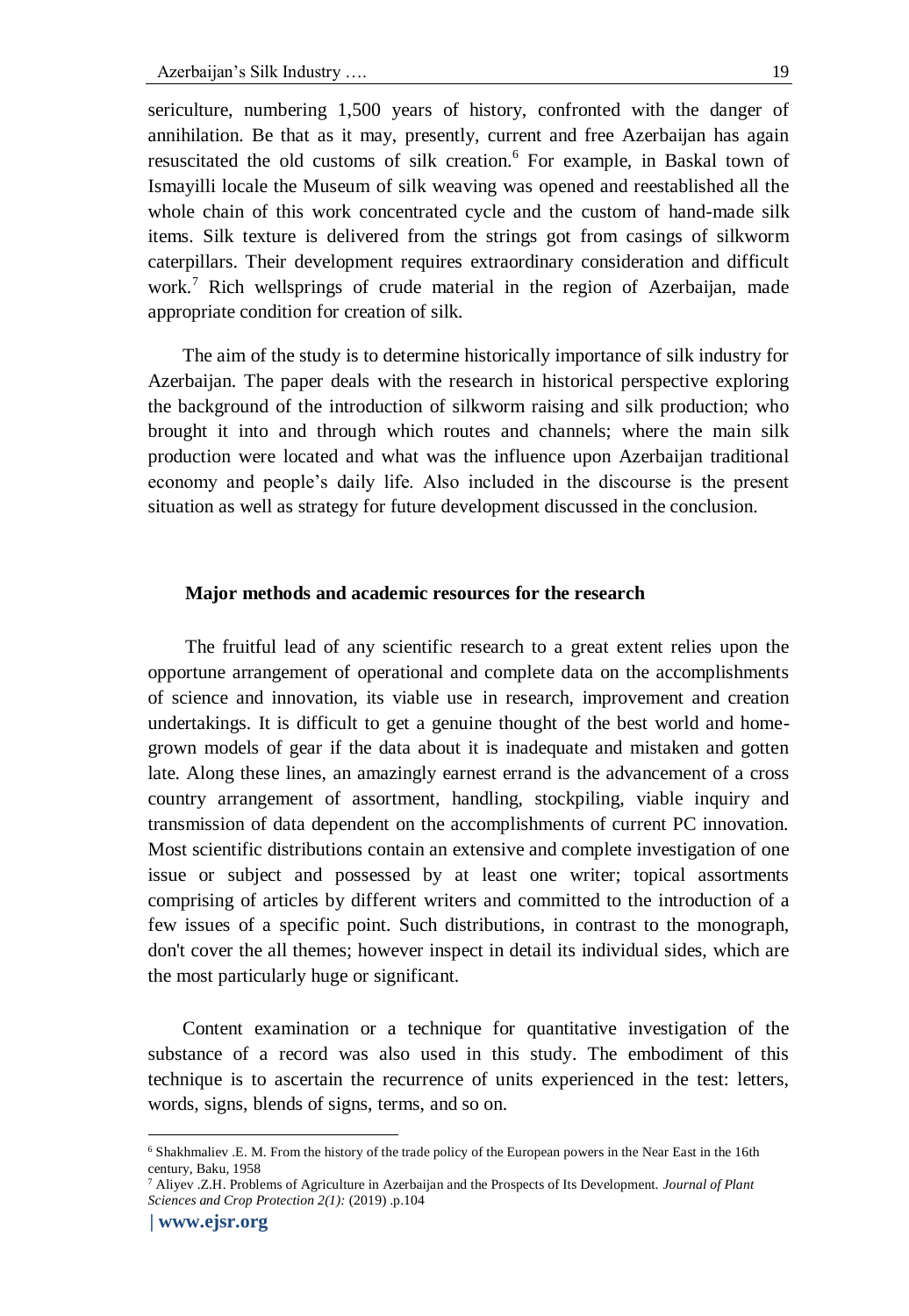sericulture, numbering 1,500 years of history, confronted with the danger of annihilation. Be that as it may, presently, current and free Azerbaijan has again resuscitated the old customs of silk creation.[6] For example, in Baskal town of Ismayilli locale the Museum of silk weaving was opened and reestablished all the whole chain of this work concentrated cycle and the custom of hand-made silk items. Silk texture is delivered from the strings got from casings of silkworm caterpillars. Their development requires extraordinary consideration and difficult work.[7] Rich wellsprings of crude material in the region of Azerbaijan, made appropriate condition for creation of silk.

The aim of the study is to determine historically importance of silk industry for Azerbaijan. The paper deals with the research in historical perspective exploring the background of the introduction of silkworm raising and silk production; who brought it into and through which routes and channels; where the main silk production were located and what was the influence upon Azerbaijan traditional economy and people's daily life. Also included in the discourse is the present situation as well as strategy for future development discussed in the conclusion.

## Major methods and academic resources for the research

The fruitful lead of any scientific research to a great extent relies upon the opportune arrangement of operational and complete data on the accomplishments of science and innovation, its viable use in research, improvement and creation undertakings. It is difficult to get a genuine thought of the best world and home-grown models of gear if the data about it is inadequate and mistaken and gotten late. Along these lines, an amazingly earnest errand is the advancement of a cross country arrangement of assortment, handling, stockpiling, viable inquiry and transmission of data dependent on the accomplishments of current PC innovation. Most scientific distributions contain an extensive and complete investigation of one issue or subject and possessed by at least one writer; topical assortments comprising of articles by different writers and committed to the introduction of a few issues of a specific point. Such distributions, in contrast to the monograph, don't cover the all themes; however inspect in detail its individual sides, which are the most particularly huge or significant.

Content examination or a technique for quantitative investigation of the substance of a record was also used in this study. The embodiment of this technique is to ascertain the recurrence of units experienced in the test: letters, words, signs, blends of signs, terms, and so on.

---

[6] Shakhmaliev .E. M. From the history of the trade policy of the European powers in the Near East in the 16th century, Baku, 1958

[7] Aliyev .Z.H. Problems of Agriculture in Azerbaijan and the Prospects of Its Development. *Journal of Plant Sciences and Crop Protection 2(1):* (2019) .p.104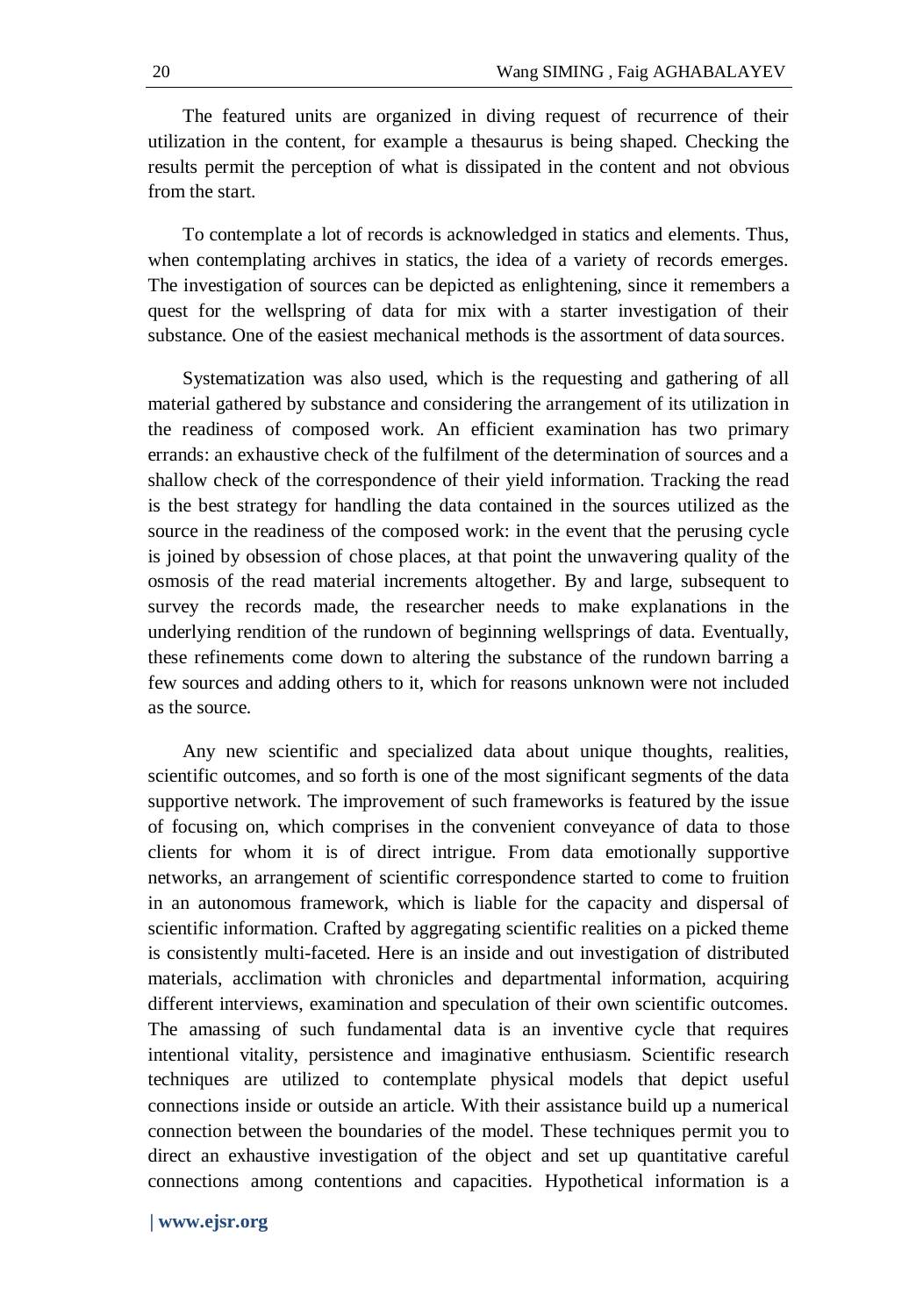The featured units are organized in diving request of recurrence of their utilization in the content, for example a thesaurus is being shaped. Checking the results permit the perception of what is dissipated in the content and not obvious from the start.

To contemplate a lot of records is acknowledged in statics and elements. Thus, when contemplating archives in statics, the idea of a variety of records emerges. The investigation of sources can be depicted as enlightening, since it remembers a quest for the wellspring of data for mix with a starter investigation of their substance. One of the easiest mechanical methods is the assortment of data sources.

Systematization was also used, which is the requesting and gathering of all material gathered by substance and considering the arrangement of its utilization in the readiness of composed work. An efficient examination has two primary errands: an exhaustive check of the fulfilment of the determination of sources and a shallow check of the correspondence of their yield information. Tracking the read is the best strategy for handling the data contained in the sources utilized as the source in the readiness of the composed work: in the event that the perusing cycle is joined by obsession of chose places, at that point the unwavering quality of the osmosis of the read material increments altogether. By and large, subsequent to survey the records made, the researcher needs to make explanations in the underlying rendition of the rundown of beginning wellsprings of data. Eventually, these refinements come down to altering the substance of the rundown barring a few sources and adding others to it, which for reasons unknown were not included as the source.

Any new scientific and specialized data about unique thoughts, realities, scientific outcomes, and so forth is one of the most significant segments of the data supportive network. The improvement of such frameworks is featured by the issue of focusing on, which comprises in the convenient conveyance of data to those clients for whom it is of direct intrigue. From data emotionally supportive networks, an arrangement of scientific correspondence started to come to fruition in an autonomous framework, which is liable for the capacity and dispersal of scientific information. Crafted by aggregating scientific realities on a picked theme is consistently multi-faceted. Here is an inside and out investigation of distributed materials, acclimation with chronicles and departmental information, acquiring different interviews, examination and speculation of their own scientific outcomes. The amassing of such fundamental data is an inventive cycle that requires intentional vitality, persistence and imaginative enthusiasm. Scientific research techniques are utilized to contemplate physical models that depict useful connections inside or outside an article. With their assistance build up a numerical connection between the boundaries of the model. These techniques permit you to direct an exhaustive investigation of the object and set up quantitative careful connections among contentions and capacities. Hypothetical information is a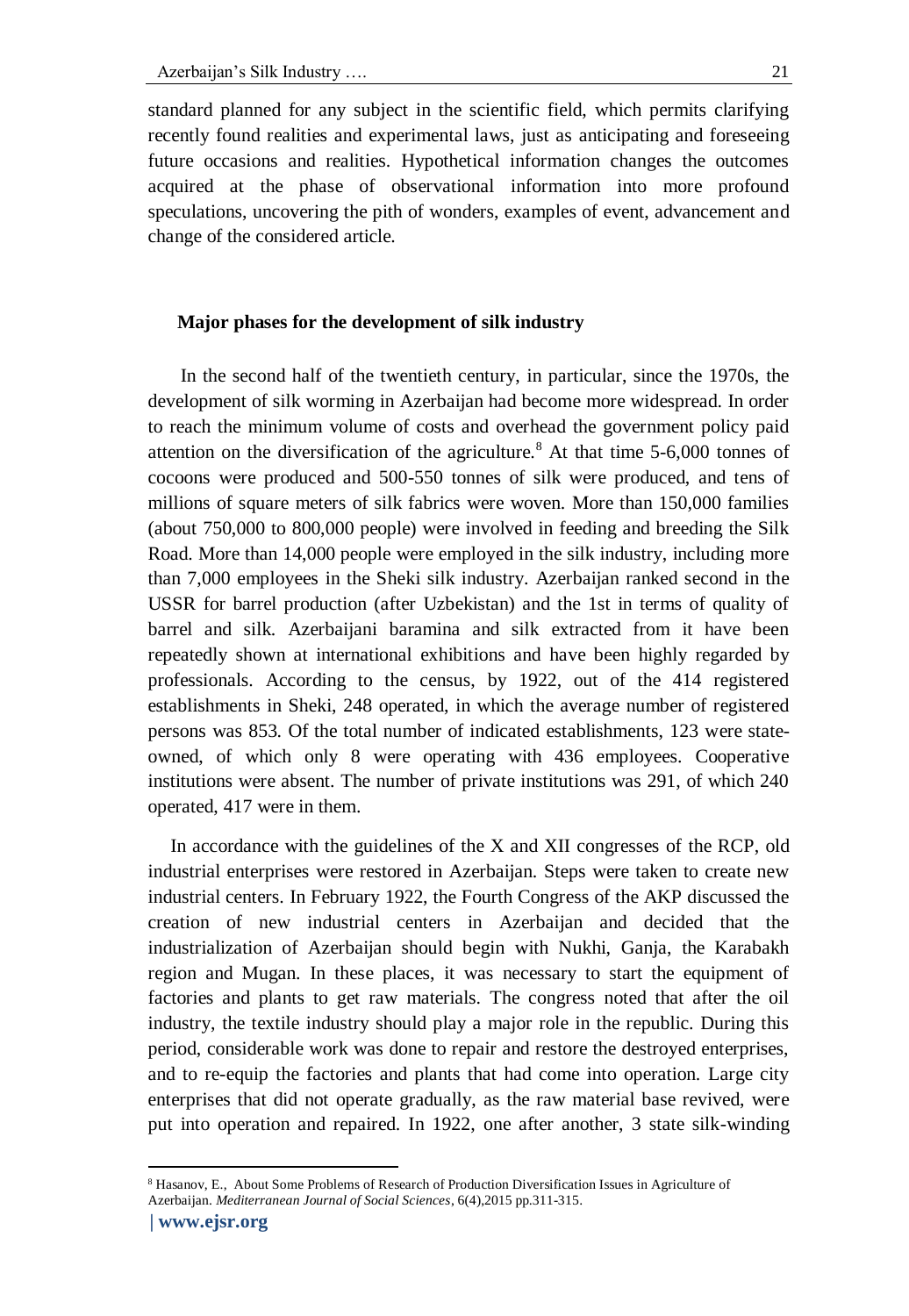standard planned for any subject in the scientific field, which permits clarifying recently found realities and experimental laws, just as anticipating and foreseeing future occasions and realities. Hypothetical information changes the outcomes acquired at the phase of observational information into more profound speculations, uncovering the pith of wonders, examples of event, advancement and change of the considered article.

## Major phases for the development of silk industry

In the second half of the twentieth century, in particular, since the 1970s, the development of silk worming in Azerbaijan had become more widespread. In order to reach the minimum volume of costs and overhead the government policy paid attention on the diversification of the agriculture.[8] At that time 5-6,000 tonnes of cocoons were produced and 500-550 tonnes of silk were produced, and tens of millions of square meters of silk fabrics were woven. More than 150,000 families (about 750,000 to 800,000 people) were involved in feeding and breeding the Silk Road. More than 14,000 people were employed in the silk industry, including more than 7,000 employees in the Sheki silk industry. Azerbaijan ranked second in the USSR for barrel production (after Uzbekistan) and the 1st in terms of quality of barrel and silk. Azerbaijani baramina and silk extracted from it have been repeatedly shown at international exhibitions and have been highly regarded by professionals. According to the census, by 1922, out of the 414 registered establishments in Sheki, 248 operated, in which the average number of registered persons was 853. Of the total number of indicated establishments, 123 were state-owned, of which only 8 were operating with 436 employees. Cooperative institutions were absent. The number of private institutions was 291, of which 240 operated, 417 were in them.

In accordance with the guidelines of the X and XII congresses of the RCP, old industrial enterprises were restored in Azerbaijan. Steps were taken to create new industrial centers. In February 1922, the Fourth Congress of the AKP discussed the creation of new industrial centers in Azerbaijan and decided that the industrialization of Azerbaijan should begin with Nukhi, Ganja, the Karabakh region and Mugan. In these places, it was necessary to start the equipment of factories and plants to get raw materials. The congress noted that after the oil industry, the textile industry should play a major role in the republic. During this period, considerable work was done to repair and restore the destroyed enterprises, and to re-equip the factories and plants that had come into operation. Large city enterprises that did not operate gradually, as the raw material base revived, were put into operation and repaired. In 1922, one after another, 3 state silk-winding

[8] Hasanov, E., About Some Problems of Research of Production Diversification Issues in Agriculture of Azerbaijan. *Mediterranean Journal of Social Sciences*, 6(4),2015 pp.311-315.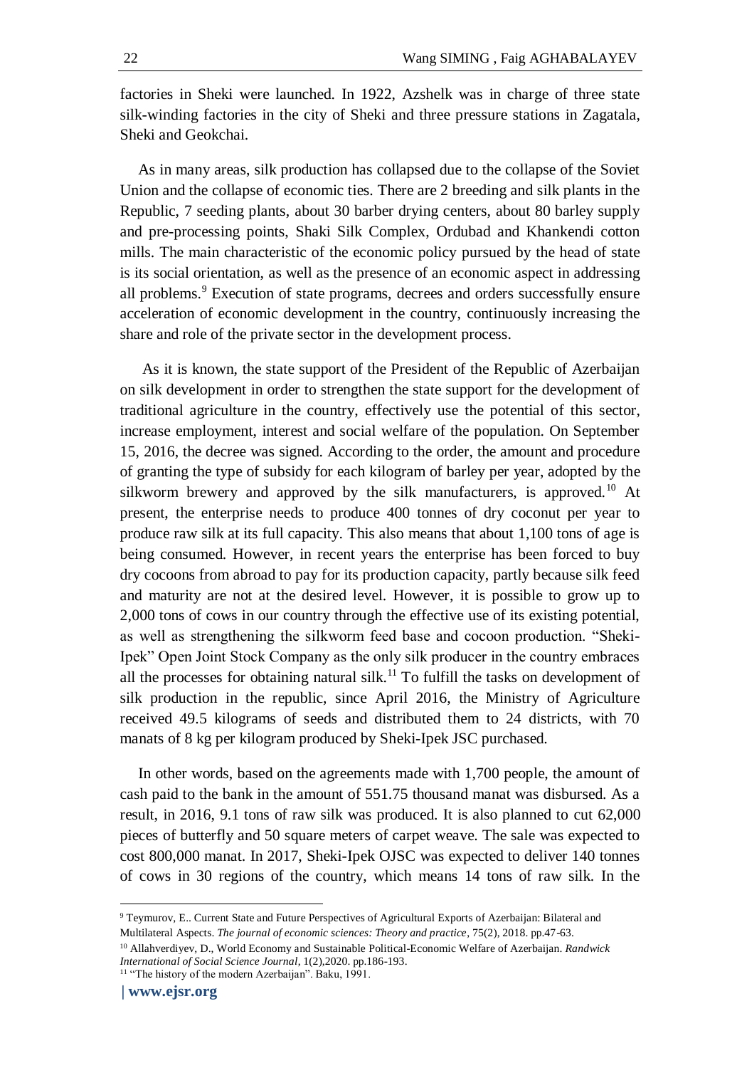factories in Sheki were launched. In 1922, Azshelk was in charge of three state silk-winding factories in the city of Sheki and three pressure stations in Zagatala, Sheki and Geokchai.

As in many areas, silk production has collapsed due to the collapse of the Soviet Union and the collapse of economic ties. There are 2 breeding and silk plants in the Republic, 7 seeding plants, about 30 barber drying centers, about 80 barley supply and pre-processing points, Shaki Silk Complex, Ordubad and Khankendi cotton mills. The main characteristic of the economic policy pursued by the head of state is its social orientation, as well as the presence of an economic aspect in addressing all problems.[9] Execution of state programs, decrees and orders successfully ensure acceleration of economic development in the country, continuously increasing the share and role of the private sector in the development process.

As it is known, the state support of the President of the Republic of Azerbaijan on silk development in order to strengthen the state support for the development of traditional agriculture in the country, effectively use the potential of this sector, increase employment, interest and social welfare of the population. On September 15, 2016, the decree was signed. According to the order, the amount and procedure of granting the type of subsidy for each kilogram of barley per year, adopted by the silkworm brewery and approved by the silk manufacturers, is approved.[10] At present, the enterprise needs to produce 400 tonnes of dry coconut per year to produce raw silk at its full capacity. This also means that about 1,100 tons of age is being consumed. However, in recent years the enterprise has been forced to buy dry cocoons from abroad to pay for its production capacity, partly because silk feed and maturity are not at the desired level. However, it is possible to grow up to 2,000 tons of cows in our country through the effective use of its existing potential, as well as strengthening the silkworm feed base and cocoon production. "Sheki-Ipek" Open Joint Stock Company as the only silk producer in the country embraces all the processes for obtaining natural silk.[11] To fulfill the tasks on development of silk production in the republic, since April 2016, the Ministry of Agriculture received 49.5 kilograms of seeds and distributed them to 24 districts, with 70 manats of 8 kg per kilogram produced by Sheki-Ipek JSC purchased.

In other words, based on the agreements made with 1,700 people, the amount of cash paid to the bank in the amount of 551.75 thousand manat was disbursed. As a result, in 2016, 9.1 tons of raw silk was produced. It is also planned to cut 62,000 pieces of butterfly and 50 square meters of carpet weave. The sale was expected to cost 800,000 manat. In 2017, Sheki-Ipek OJSC was expected to deliver 140 tonnes of cows in 30 regions of the country, which means 14 tons of raw silk. In the

---

[9] Teymurov, E.. Current State and Future Perspectives of Agricultural Exports of Azerbaijan: Bilateral and Multilateral Aspects. *The journal of economic sciences: Theory and practice*, 75(2), 2018. pp.47-63.

[10] Allahverdiyev, D., World Economy and Sustainable Political-Economic Welfare of Azerbaijan. *Randwick International of Social Science Journal*, 1(2),2020. pp.186-193.

[11] "The history of the modern Azerbaijan". Baku, 1991.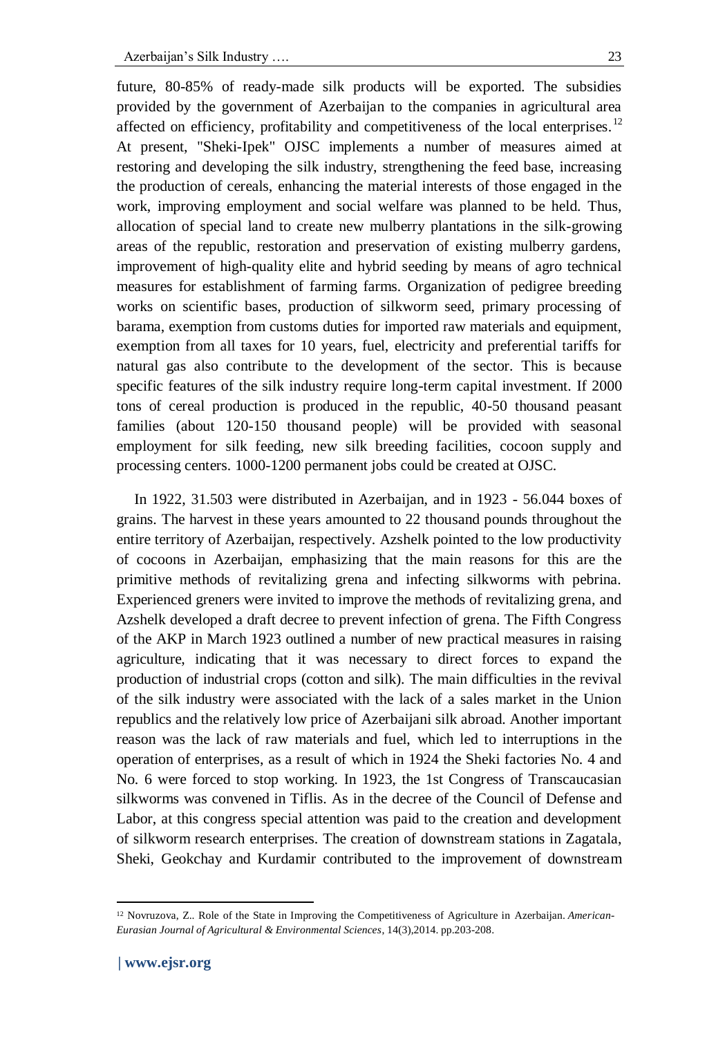future, 80-85% of ready-made silk products will be exported. The subsidies provided by the government of Azerbaijan to the companies in agricultural area affected on efficiency, profitability and competitiveness of the local enterprises.[12] At present, "Sheki-Ipek" OJSC implements a number of measures aimed at restoring and developing the silk industry, strengthening the feed base, increasing the production of cereals, enhancing the material interests of those engaged in the work, improving employment and social welfare was planned to be held. Thus, allocation of special land to create new mulberry plantations in the silk-growing areas of the republic, restoration and preservation of existing mulberry gardens, improvement of high-quality elite and hybrid seeding by means of agro technical measures for establishment of farming farms. Organization of pedigree breeding works on scientific bases, production of silkworm seed, primary processing of barama, exemption from customs duties for imported raw materials and equipment, exemption from all taxes for 10 years, fuel, electricity and preferential tariffs for natural gas also contribute to the development of the sector. This is because specific features of the silk industry require long-term capital investment. If 2000 tons of cereal production is produced in the republic, 40-50 thousand peasant families (about 120-150 thousand people) will be provided with seasonal employment for silk feeding, new silk breeding facilities, cocoon supply and processing centers. 1000-1200 permanent jobs could be created at OJSC.

In 1922, 31.503 were distributed in Azerbaijan, and in 1923 - 56.044 boxes of grains. The harvest in these years amounted to 22 thousand pounds throughout the entire territory of Azerbaijan, respectively. Azshelk pointed to the low productivity of cocoons in Azerbaijan, emphasizing that the main reasons for this are the primitive methods of revitalizing grena and infecting silkworms with pebrina. Experienced greners were invited to improve the methods of revitalizing grena, and Azshelk developed a draft decree to prevent infection of grena. The Fifth Congress of the AKP in March 1923 outlined a number of new practical measures in raising agriculture, indicating that it was necessary to direct forces to expand the production of industrial crops (cotton and silk). The main difficulties in the revival of the silk industry were associated with the lack of a sales market in the Union republics and the relatively low price of Azerbaijani silk abroad. Another important reason was the lack of raw materials and fuel, which led to interruptions in the operation of enterprises, as a result of which in 1924 the Sheki factories No. 4 and No. 6 were forced to stop working. In 1923, the 1st Congress of Transcaucasian silkworms was convened in Tiflis. As in the decree of the Council of Defense and Labor, at this congress special attention was paid to the creation and development of silkworm research enterprises. The creation of downstream stations in Zagatala, Sheki, Geokchay and Kurdamir contributed to the improvement of downstream

---

[12] Novruzova, Z.. Role of the State in Improving the Competitiveness of Agriculture in Azerbaijan. *American-Eurasian Journal of Agricultural & Environmental Sciences*, 14(3),2014. pp.203-208.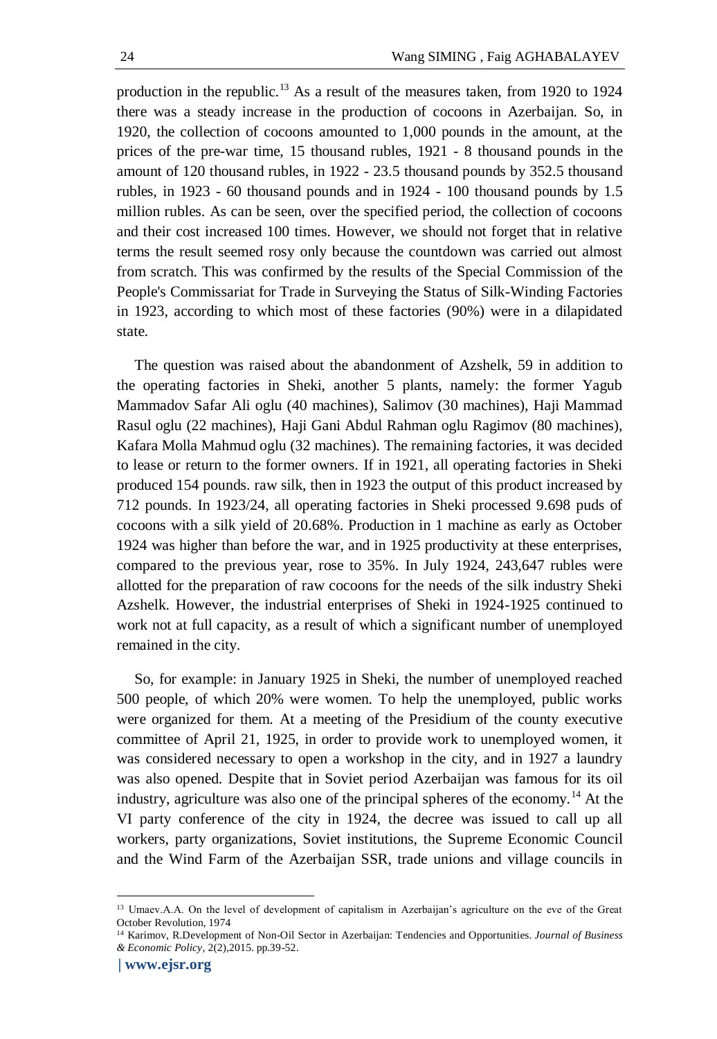production in the republic.[13] As a result of the measures taken, from 1920 to 1924 there was a steady increase in the production of cocoons in Azerbaijan. So, in 1920, the collection of cocoons amounted to 1,000 pounds in the amount, at the prices of the pre-war time, 15 thousand rubles, 1921 - 8 thousand pounds in the amount of 120 thousand rubles, in 1922 - 23.5 thousand pounds by 352.5 thousand rubles, in 1923 - 60 thousand pounds and in 1924 - 100 thousand pounds by 1.5 million rubles. As can be seen, over the specified period, the collection of cocoons and their cost increased 100 times. However, we should not forget that in relative terms the result seemed rosy only because the countdown was carried out almost from scratch. This was confirmed by the results of the Special Commission of the People's Commissariat for Trade in Surveying the Status of Silk-Winding Factories in 1923, according to which most of these factories (90%) were in a dilapidated state.

The question was raised about the abandonment of Azshelk, 59 in addition to the operating factories in Sheki, another 5 plants, namely: the former Yagub Mammadov Safar Ali oglu (40 machines), Salimov (30 machines), Haji Mammad Rasul oglu (22 machines), Haji Gani Abdul Rahman oglu Ragimov (80 machines), Kafara Molla Mahmud oglu (32 machines). The remaining factories, it was decided to lease or return to the former owners. If in 1921, all operating factories in Sheki produced 154 pounds. raw silk, then in 1923 the output of this product increased by 712 pounds. In 1923/24, all operating factories in Sheki processed 9.698 puds of cocoons with a silk yield of 20.68%. Production in 1 machine as early as October 1924 was higher than before the war, and in 1925 productivity at these enterprises, compared to the previous year, rose to 35%. In July 1924, 243,647 rubles were allotted for the preparation of raw cocoons for the needs of the silk industry Sheki Azshelk. However, the industrial enterprises of Sheki in 1924-1925 continued to work not at full capacity, as a result of which a significant number of unemployed remained in the city.

So, for example: in January 1925 in Sheki, the number of unemployed reached 500 people, of which 20% were women. To help the unemployed, public works were organized for them. At a meeting of the Presidium of the county executive committee of April 21, 1925, in order to provide work to unemployed women, it was considered necessary to open a workshop in the city, and in 1927 a laundry was also opened. Despite that in Soviet period Azerbaijan was famous for its oil industry, agriculture was also one of the principal spheres of the economy.[14] At the VI party conference of the city in 1924, the decree was issued to call up all workers, party organizations, Soviet institutions, the Supreme Economic Council and the Wind Farm of the Azerbaijan SSR, trade unions and village councils in

---

[13] Umaev.A.A. On the level of development of capitalism in Azerbaijan's agriculture on the eve of the Great October Revolution, 1974

[14] Karimov, R.Development of Non-Oil Sector in Azerbaijan: Tendencies and Opportunities. *Journal of Business & Economic Policy*, 2(2),2015. pp.39-52.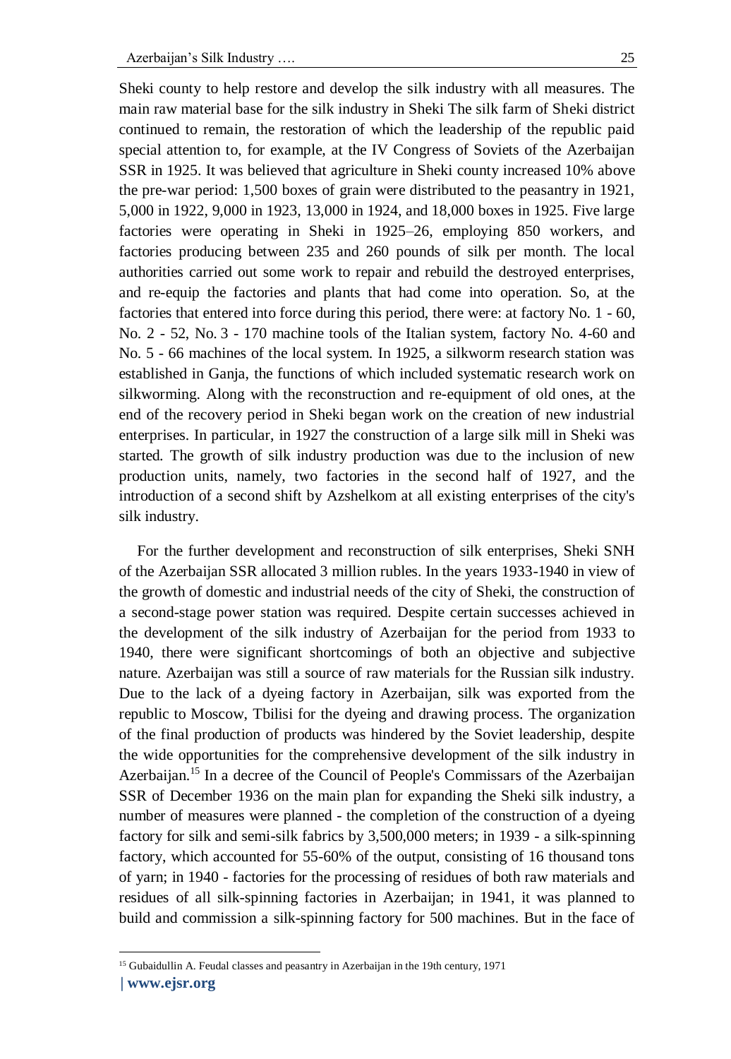Sheki county to help restore and develop the silk industry with all measures. The main raw material base for the silk industry in Sheki The silk farm of Sheki district continued to remain, the restoration of which the leadership of the republic paid special attention to, for example, at the IV Congress of Soviets of the Azerbaijan SSR in 1925. It was believed that agriculture in Sheki county increased 10% above the pre-war period: 1,500 boxes of grain were distributed to the peasantry in 1921, 5,000 in 1922, 9,000 in 1923, 13,000 in 1924, and 18,000 boxes in 1925. Five large factories were operating in Sheki in 1925–26, employing 850 workers, and factories producing between 235 and 260 pounds of silk per month. The local authorities carried out some work to repair and rebuild the destroyed enterprises, and re-equip the factories and plants that had come into operation. So, at the factories that entered into force during this period, there were: at factory No. 1 - 60, No. 2 - 52, No. 3 - 170 machine tools of the Italian system, factory No. 4-60 and No. 5 - 66 machines of the local system. In 1925, a silkworm research station was established in Ganja, the functions of which included systematic research work on silkworming. Along with the reconstruction and re-equipment of old ones, at the end of the recovery period in Sheki began work on the creation of new industrial enterprises. In particular, in 1927 the construction of a large silk mill in Sheki was started. The growth of silk industry production was due to the inclusion of new production units, namely, two factories in the second half of 1927, and the introduction of a second shift by Azshelkom at all existing enterprises of the city's silk industry.

For the further development and reconstruction of silk enterprises, Sheki SNH of the Azerbaijan SSR allocated 3 million rubles. In the years 1933-1940 in view of the growth of domestic and industrial needs of the city of Sheki, the construction of a second-stage power station was required. Despite certain successes achieved in the development of the silk industry of Azerbaijan for the period from 1933 to 1940, there were significant shortcomings of both an objective and subjective nature. Azerbaijan was still a source of raw materials for the Russian silk industry. Due to the lack of a dyeing factory in Azerbaijan, silk was exported from the republic to Moscow, Tbilisi for the dyeing and drawing process. The organization of the final production of products was hindered by the Soviet leadership, despite the wide opportunities for the comprehensive development of the silk industry in Azerbaijan.[15] In a decree of the Council of People's Commissars of the Azerbaijan SSR of December 1936 on the main plan for expanding the Sheki silk industry, a number of measures were planned - the completion of the construction of a dyeing factory for silk and semi-silk fabrics by 3,500,000 meters; in 1939 - a silk-spinning factory, which accounted for 55-60% of the output, consisting of 16 thousand tons of yarn; in 1940 - factories for the processing of residues of both raw materials and residues of all silk-spinning factories in Azerbaijan; in 1941, it was planned to build and commission a silk-spinning factory for 500 machines. But in the face of

[15] Gubaidullin A. Feudal classes and peasantry in Azerbaijan in the 19th century, 1971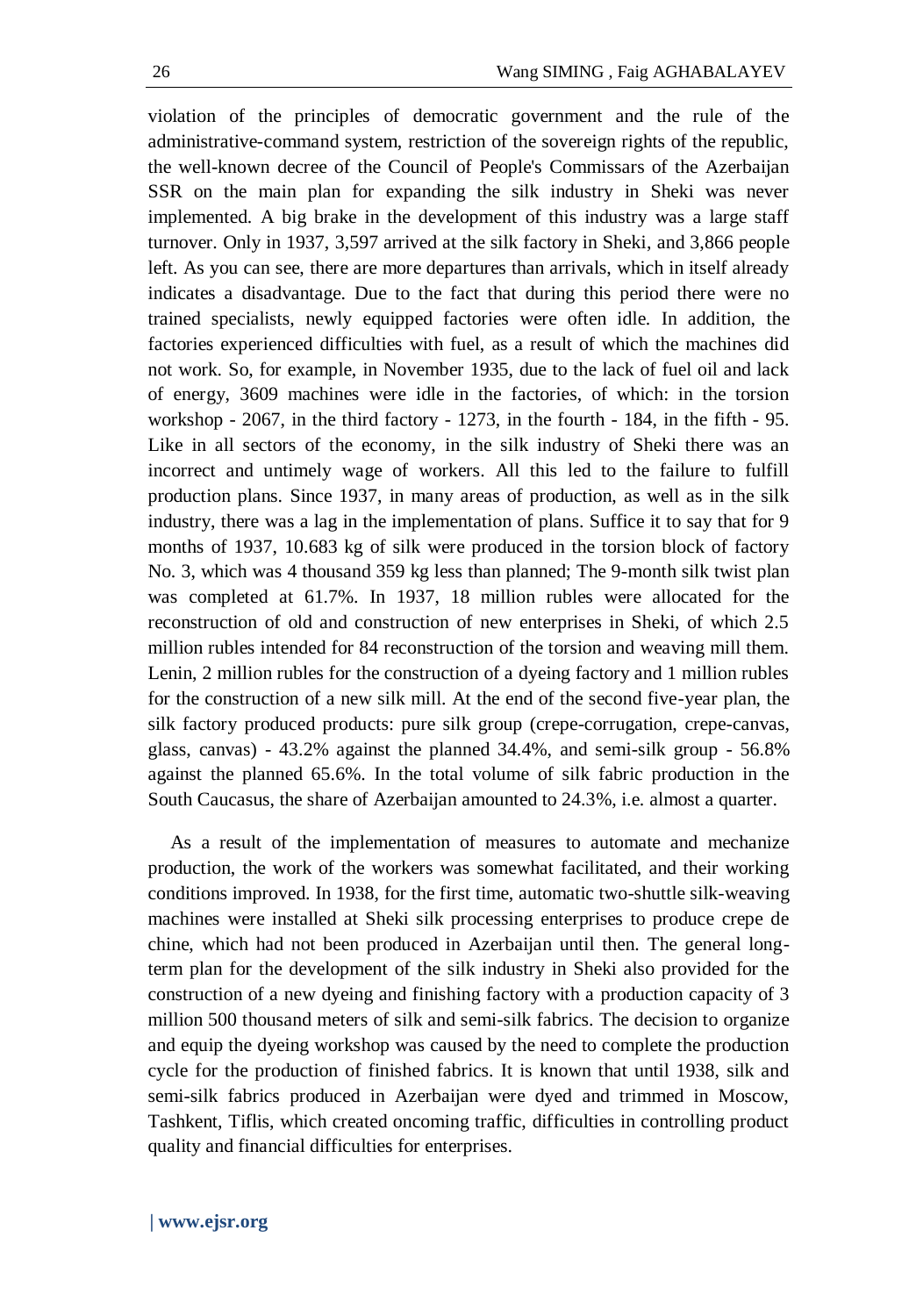violation of the principles of democratic government and the rule of the administrative-command system, restriction of the sovereign rights of the republic, the well-known decree of the Council of People's Commissars of the Azerbaijan SSR on the main plan for expanding the silk industry in Sheki was never implemented. A big brake in the development of this industry was a large staff turnover. Only in 1937, 3,597 arrived at the silk factory in Sheki, and 3,866 people left. As you can see, there are more departures than arrivals, which in itself already indicates a disadvantage. Due to the fact that during this period there were no trained specialists, newly equipped factories were often idle. In addition, the factories experienced difficulties with fuel, as a result of which the machines did not work. So, for example, in November 1935, due to the lack of fuel oil and lack of energy, 3609 machines were idle in the factories, of which: in the torsion workshop - 2067, in the third factory - 1273, in the fourth - 184, in the fifth - 95. Like in all sectors of the economy, in the silk industry of Sheki there was an incorrect and untimely wage of workers. All this led to the failure to fulfill production plans. Since 1937, in many areas of production, as well as in the silk industry, there was a lag in the implementation of plans. Suffice it to say that for 9 months of 1937, 10.683 kg of silk were produced in the torsion block of factory No. 3, which was 4 thousand 359 kg less than planned; The 9-month silk twist plan was completed at 61.7%. In 1937, 18 million rubles were allocated for the reconstruction of old and construction of new enterprises in Sheki, of which 2.5 million rubles intended for 84 reconstruction of the torsion and weaving mill them. Lenin, 2 million rubles for the construction of a dyeing factory and 1 million rubles for the construction of a new silk mill. At the end of the second five-year plan, the silk factory produced products: pure silk group (crepe-corrugation, crepe-canvas, glass, canvas) - 43.2% against the planned 34.4%, and semi-silk group - 56.8% against the planned 65.6%. In the total volume of silk fabric production in the South Caucasus, the share of Azerbaijan amounted to 24.3%, i.e. almost a quarter.

As a result of the implementation of measures to automate and mechanize production, the work of the workers was somewhat facilitated, and their working conditions improved. In 1938, for the first time, automatic two-shuttle silk-weaving machines were installed at Sheki silk processing enterprises to produce crepe de chine, which had not been produced in Azerbaijan until then. The general long-term plan for the development of the silk industry in Sheki also provided for the construction of a new dyeing and finishing factory with a production capacity of 3 million 500 thousand meters of silk and semi-silk fabrics. The decision to organize and equip the dyeing workshop was caused by the need to complete the production cycle for the production of finished fabrics. It is known that until 1938, silk and semi-silk fabrics produced in Azerbaijan were dyed and trimmed in Moscow, Tashkent, Tiflis, which created oncoming traffic, difficulties in controlling product quality and financial difficulties for enterprises.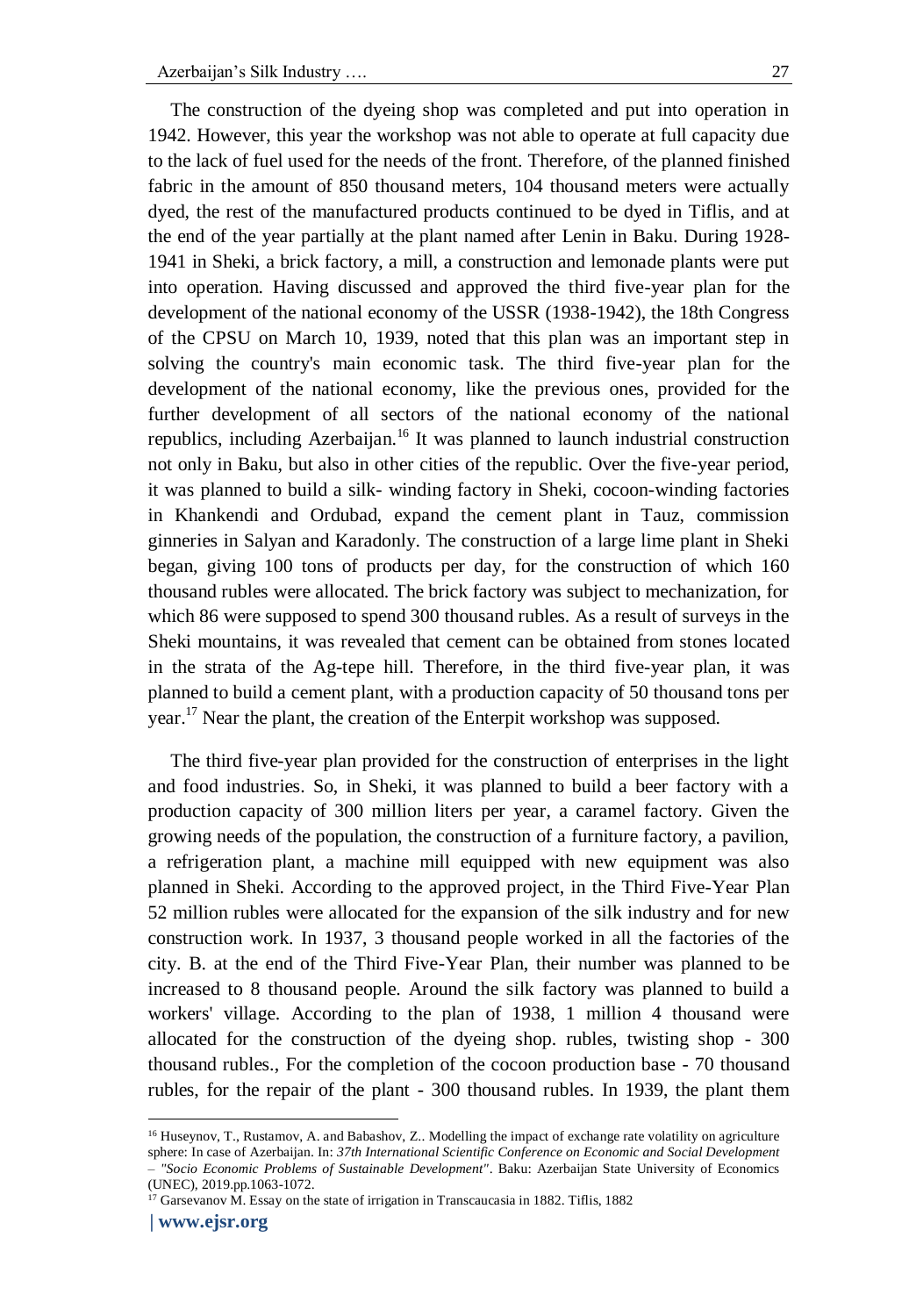The construction of the dyeing shop was completed and put into operation in 1942. However, this year the workshop was not able to operate at full capacity due to the lack of fuel used for the needs of the front. Therefore, of the planned finished fabric in the amount of 850 thousand meters, 104 thousand meters were actually dyed, the rest of the manufactured products continued to be dyed in Tiflis, and at the end of the year partially at the plant named after Lenin in Baku. During 1928-1941 in Sheki, a brick factory, a mill, a construction and lemonade plants were put into operation. Having discussed and approved the third five-year plan for the development of the national economy of the USSR (1938-1942), the 18th Congress of the CPSU on March 10, 1939, noted that this plan was an important step in solving the country's main economic task. The third five-year plan for the development of the national economy, like the previous ones, provided for the further development of all sectors of the national economy of the national republics, including Azerbaijan.[16] It was planned to launch industrial construction not only in Baku, but also in other cities of the republic. Over the five-year period, it was planned to build a silk- winding factory in Sheki, cocoon-winding factories in Khankendi and Ordubad, expand the cement plant in Tauz, commission ginneries in Salyan and Karadonly. The construction of a large lime plant in Sheki began, giving 100 tons of products per day, for the construction of which 160 thousand rubles were allocated. The brick factory was subject to mechanization, for which 86 were supposed to spend 300 thousand rubles. As a result of surveys in the Sheki mountains, it was revealed that cement can be obtained from stones located in the strata of the Ag-tepe hill. Therefore, in the third five-year plan, it was planned to build a cement plant, with a production capacity of 50 thousand tons per year.[17] Near the plant, the creation of the Enterpit workshop was supposed.

The third five-year plan provided for the construction of enterprises in the light and food industries. So, in Sheki, it was planned to build a beer factory with a production capacity of 300 million liters per year, a caramel factory. Given the growing needs of the population, the construction of a furniture factory, a pavilion, a refrigeration plant, a machine mill equipped with new equipment was also planned in Sheki. According to the approved project, in the Third Five-Year Plan 52 million rubles were allocated for the expansion of the silk industry and for new construction work. In 1937, 3 thousand people worked in all the factories of the city. B. at the end of the Third Five-Year Plan, their number was planned to be increased to 8 thousand people. Around the silk factory was planned to build a workers' village. According to the plan of 1938, 1 million 4 thousand were allocated for the construction of the dyeing shop. rubles, twisting shop - 300 thousand rubles., For the completion of the cocoon production base - 70 thousand rubles, for the repair of the plant - 300 thousand rubles. In 1939, the plant them

---

[16] Huseynov, T., Rustamov, A. and Babashov, Z.. Modelling the impact of exchange rate volatility on agriculture sphere: In case of Azerbaijan. In: *37th International Scientific Conference on Economic and Social Development – "Socio Economic Problems of Sustainable Development"*. Baku: Azerbaijan State University of Economics (UNEC), 2019.pp.1063-1072.

[17] Garsevanov M. Essay on the state of irrigation in Transcaucasia in 1882. Tiflis, 1882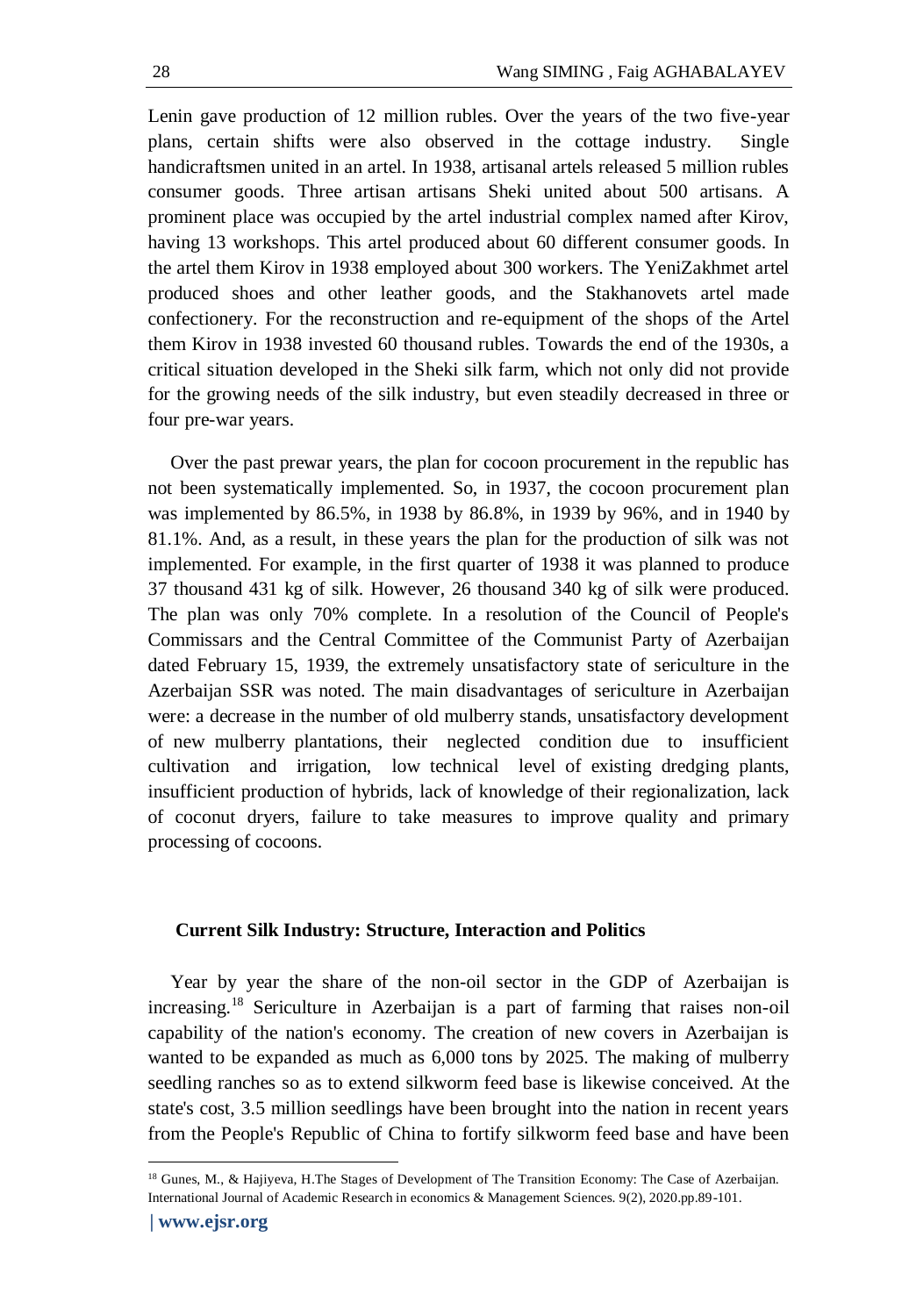Lenin gave production of 12 million rubles. Over the years of the two five-year plans, certain shifts were also observed in the cottage industry. Single handicraftsmen united in an artel. In 1938, artisanal artels released 5 million rubles consumer goods. Three artisan artisans Sheki united about 500 artisans. A prominent place was occupied by the artel industrial complex named after Kirov, having 13 workshops. This artel produced about 60 different consumer goods. In the artel them Kirov in 1938 employed about 300 workers. The YeniZakhmet artel produced shoes and other leather goods, and the Stakhanovets artel made confectionery. For the reconstruction and re-equipment of the shops of the Artel them Kirov in 1938 invested 60 thousand rubles. Towards the end of the 1930s, a critical situation developed in the Sheki silk farm, which not only did not provide for the growing needs of the silk industry, but even steadily decreased in three or four pre-war years.

Over the past prewar years, the plan for cocoon procurement in the republic has not been systematically implemented. So, in 1937, the cocoon procurement plan was implemented by 86.5%, in 1938 by 86.8%, in 1939 by 96%, and in 1940 by 81.1%. And, as a result, in these years the plan for the production of silk was not implemented. For example, in the first quarter of 1938 it was planned to produce 37 thousand 431 kg of silk. However, 26 thousand 340 kg of silk were produced. The plan was only 70% complete. In a resolution of the Council of People's Commissars and the Central Committee of the Communist Party of Azerbaijan dated February 15, 1939, the extremely unsatisfactory state of sericulture in the Azerbaijan SSR was noted. The main disadvantages of sericulture in Azerbaijan were: a decrease in the number of old mulberry stands, unsatisfactory development of new mulberry plantations, their neglected condition due to insufficient cultivation and irrigation, low technical level of existing dredging plants, insufficient production of hybrids, lack of knowledge of their regionalization, lack of coconut dryers, failure to take measures to improve quality and primary processing of cocoons.

## Current Silk Industry: Structure, Interaction and Politics

Year by year the share of the non-oil sector in the GDP of Azerbaijan is increasing.[18] Sericulture in Azerbaijan is a part of farming that raises non-oil capability of the nation's economy. The creation of new covers in Azerbaijan is wanted to be expanded as much as 6,000 tons by 2025. The making of mulberry seedling ranches so as to extend silkworm feed base is likewise conceived. At the state's cost, 3.5 million seedlings have been brought into the nation in recent years from the People's Republic of China to fortify silkworm feed base and have been

[18] Gunes, M., & Hajiyeva, H.The Stages of Development of The Transition Economy: The Case of Azerbaijan. International Journal of Academic Research in economics & Management Sciences. 9(2), 2020.pp.89-101.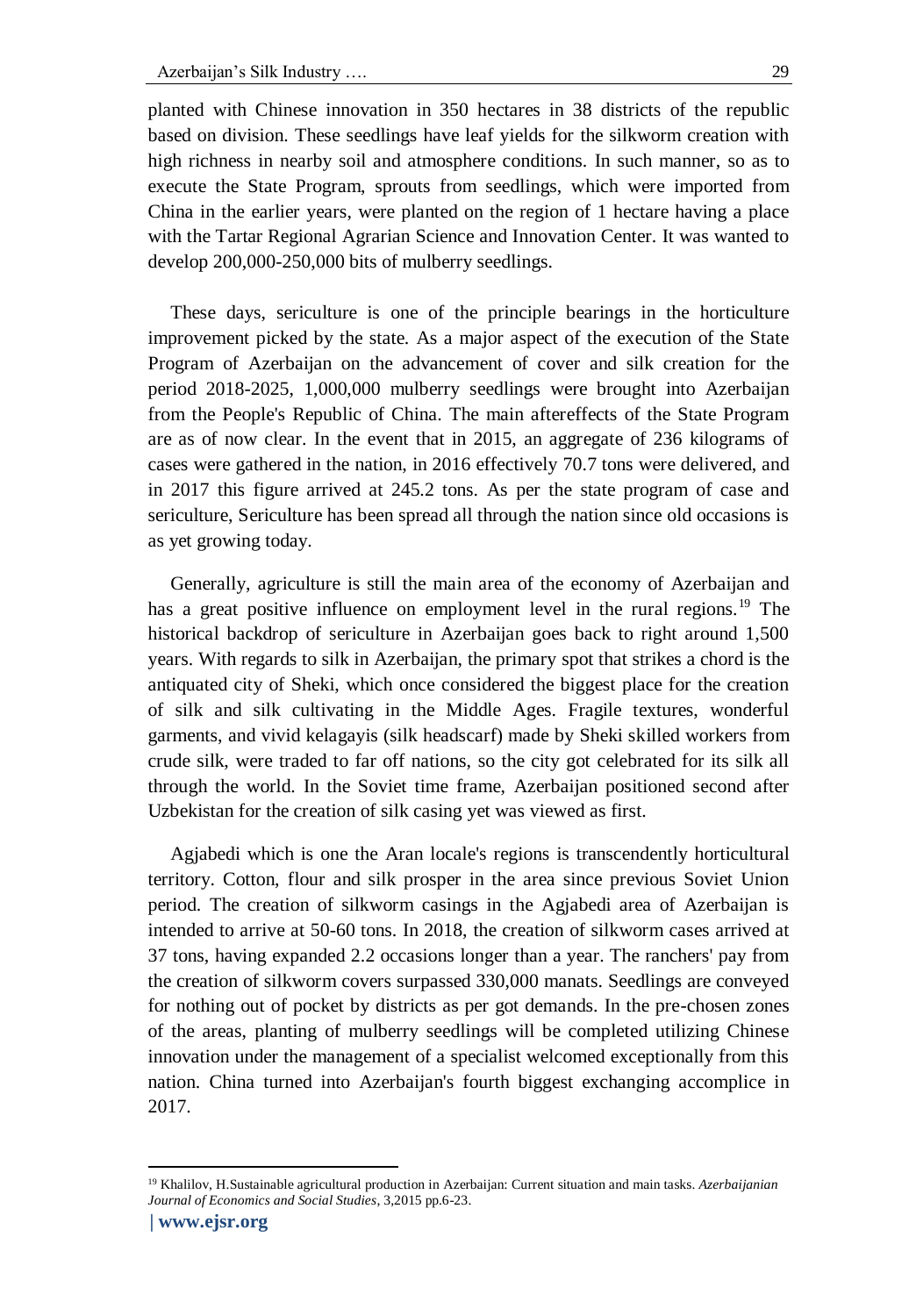planted with Chinese innovation in 350 hectares in 38 districts of the republic based on division. These seedlings have leaf yields for the silkworm creation with high richness in nearby soil and atmosphere conditions. In such manner, so as to execute the State Program, sprouts from seedlings, which were imported from China in the earlier years, were planted on the region of 1 hectare having a place with the Tartar Regional Agrarian Science and Innovation Center. It was wanted to develop 200,000-250,000 bits of mulberry seedlings.

These days, sericulture is one of the principle bearings in the horticulture improvement picked by the state. As a major aspect of the execution of the State Program of Azerbaijan on the advancement of cover and silk creation for the period 2018-2025, 1,000,000 mulberry seedlings were brought into Azerbaijan from the People's Republic of China. The main aftereffects of the State Program are as of now clear. In the event that in 2015, an aggregate of 236 kilograms of cases were gathered in the nation, in 2016 effectively 70.7 tons were delivered, and in 2017 this figure arrived at 245.2 tons. As per the state program of case and sericulture, Sericulture has been spread all through the nation since old occasions is as yet growing today.

Generally, agriculture is still the main area of the economy of Azerbaijan and has a great positive influence on employment level in the rural regions.[19] The historical backdrop of sericulture in Azerbaijan goes back to right around 1,500 years. With regards to silk in Azerbaijan, the primary spot that strikes a chord is the antiquated city of Sheki, which once considered the biggest place for the creation of silk and silk cultivating in the Middle Ages. Fragile textures, wonderful garments, and vivid kelagayis (silk headscarf) made by Sheki skilled workers from crude silk, were traded to far off nations, so the city got celebrated for its silk all through the world. In the Soviet time frame, Azerbaijan positioned second after Uzbekistan for the creation of silk casing yet was viewed as first.

Agjabedi which is one the Aran locale's regions is transcendently horticultural territory. Cotton, flour and silk prosper in the area since previous Soviet Union period. The creation of silkworm casings in the Agjabedi area of Azerbaijan is intended to arrive at 50-60 tons. In 2018, the creation of silkworm cases arrived at 37 tons, having expanded 2.2 occasions longer than a year. The ranchers' pay from the creation of silkworm covers surpassed 330,000 manats. Seedlings are conveyed for nothing out of pocket by districts as per got demands. In the pre-chosen zones of the areas, planting of mulberry seedlings will be completed utilizing Chinese innovation under the management of a specialist welcomed exceptionally from this nation. China turned into Azerbaijan's fourth biggest exchanging accomplice in 2017.

[19] Khalilov, H.Sustainable agricultural production in Azerbaijan: Current situation and main tasks. *Azerbaijanian Journal of Economics and Social Studies*, 3,2015 pp.6-23.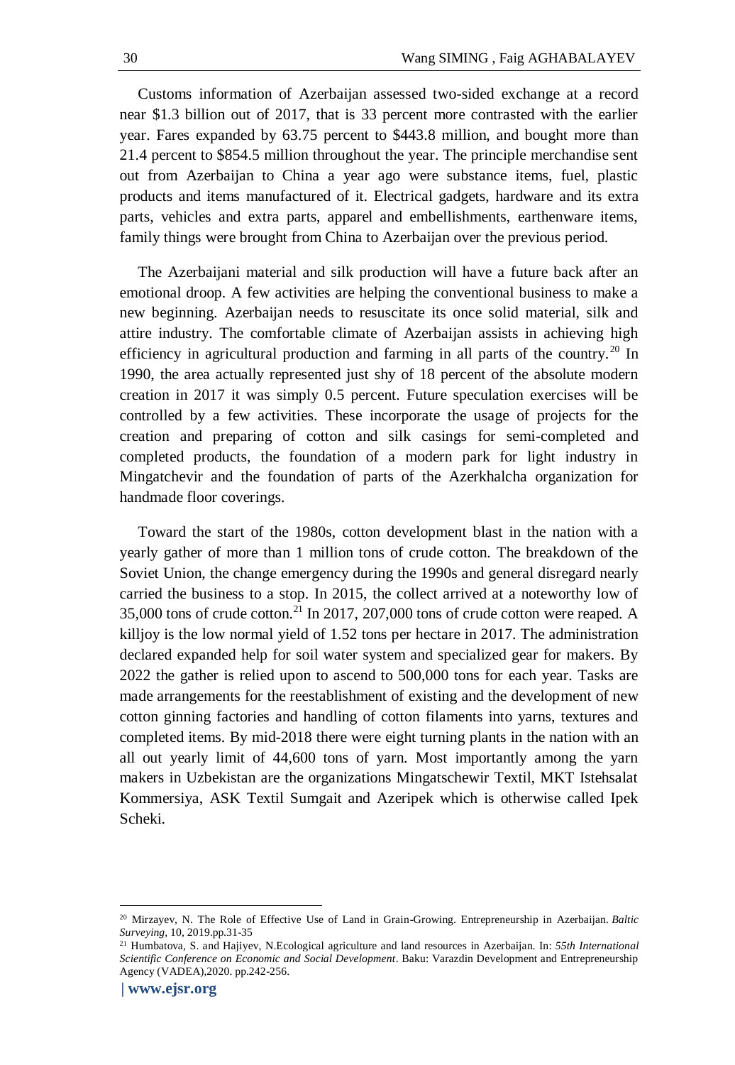Customs information of Azerbaijan assessed two-sided exchange at a record near $1.3 billion out of 2017, that is 33 percent more contrasted with the earlier year. Fares expanded by 63.75 percent to $443.8 million, and bought more than 21.4 percent to $854.5 million throughout the year. The principle merchandise sent out from Azerbaijan to China a year ago were substance items, fuel, plastic products and items manufactured of it. Electrical gadgets, hardware and its extra parts, vehicles and extra parts, apparel and embellishments, earthenware items, family things were brought from China to Azerbaijan over the previous period.

The Azerbaijani material and silk production will have a future back after an emotional droop. A few activities are helping the conventional business to make a new beginning. Azerbaijan needs to resuscitate its once solid material, silk and attire industry. The comfortable climate of Azerbaijan assists in achieving high efficiency in agricultural production and farming in all parts of the country.[20] In 1990, the area actually represented just shy of 18 percent of the absolute modern creation in 2017 it was simply 0.5 percent. Future speculation exercises will be controlled by a few activities. These incorporate the usage of projects for the creation and preparing of cotton and silk casings for semi-completed and completed products, the foundation of a modern park for light industry in Mingatchevir and the foundation of parts of the Azerkhalcha organization for handmade floor coverings.

Toward the start of the 1980s, cotton development blast in the nation with a yearly gather of more than 1 million tons of crude cotton. The breakdown of the Soviet Union, the change emergency during the 1990s and general disregard nearly carried the business to a stop. In 2015, the collect arrived at a noteworthy low of 35,000 tons of crude cotton.[21] In 2017, 207,000 tons of crude cotton were reaped. A killjoy is the low normal yield of 1.52 tons per hectare in 2017. The administration declared expanded help for soil water system and specialized gear for makers. By 2022 the gather is relied upon to ascend to 500,000 tons for each year. Tasks are made arrangements for the reestablishment of existing and the development of new cotton ginning factories and handling of cotton filaments into yarns, textures and completed items. By mid-2018 there were eight turning plants in the nation with an all out yearly limit of 44,600 tons of yarn. Most importantly among the yarn makers in Uzbekistan are the organizations Mingatschewir Textil, MKT Istehsalat Kommersiya, ASK Textil Sumgait and Azeripek which is otherwise called Ipek Scheki.

---

[20] Mirzayev, N. The Role of Effective Use of Land in Grain-Growing. Entrepreneurship in Azerbaijan. *Baltic Surveying*, 10, 2019.pp.31-35

[21] Humbatova, S. and Hajiyev, N.Ecological agriculture and land resources in Azerbaijan. In: *55th International Scientific Conference on Economic and Social Development*. Baku: Varazdin Development and Entrepreneurship Agency (VADEA),2020. pp.242-256.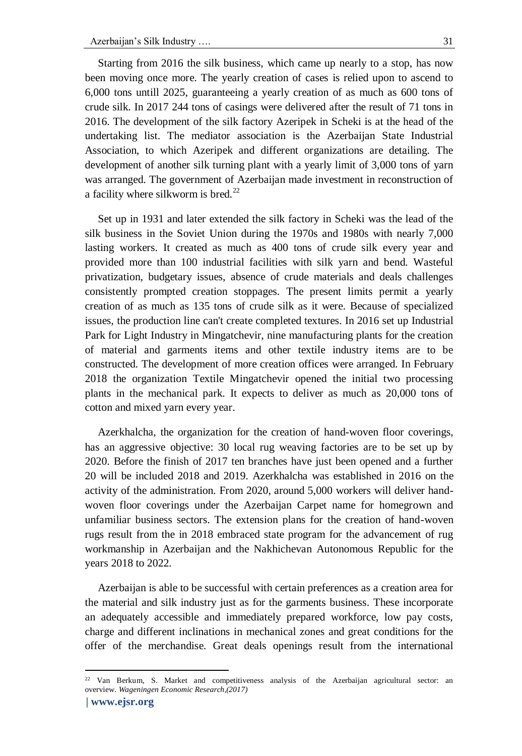Starting from 2016 the silk business, which came up nearly to a stop, has now been moving once more. The yearly creation of cases is relied upon to ascend to 6,000 tons untill 2025, guaranteeing a yearly creation of as much as 600 tons of crude silk. In 2017 244 tons of casings were delivered after the result of 71 tons in 2016. The development of the silk factory Azeripek in Scheki is at the head of the undertaking list. The mediator association is the Azerbaijan State Industrial Association, to which Azeripek and different organizations are detailing. The development of another silk turning plant with a yearly limit of 3,000 tons of yarn was arranged. The government of Azerbaijan made investment in reconstruction of a facility where silkworm is bred.[22]

Set up in 1931 and later extended the silk factory in Scheki was the lead of the silk business in the Soviet Union during the 1970s and 1980s with nearly 7,000 lasting workers. It created as much as 400 tons of crude silk every year and provided more than 100 industrial facilities with silk yarn and bend. Wasteful privatization, budgetary issues, absence of crude materials and deals challenges consistently prompted creation stoppages. The present limits permit a yearly creation of as much as 135 tons of crude silk as it were. Because of specialized issues, the production line can't create completed textures. In 2016 set up Industrial Park for Light Industry in Mingatchevir, nine manufacturing plants for the creation of material and garments items and other textile industry items are to be constructed. The development of more creation offices were arranged. In February 2018 the organization Textile Mingatchevir opened the initial two processing plants in the mechanical park. It expects to deliver as much as 20,000 tons of cotton and mixed yarn every year.

Azerkhalcha, the organization for the creation of hand-woven floor coverings, has an aggressive objective: 30 local rug weaving factories are to be set up by 2020. Before the finish of 2017 ten branches have just been opened and a further 20 will be included 2018 and 2019. Azerkhalcha was established in 2016 on the activity of the administration. From 2020, around 5,000 workers will deliver hand-woven floor coverings under the Azerbaijan Carpet name for homegrown and unfamiliar business sectors. The extension plans for the creation of hand-woven rugs result from the in 2018 embraced state program for the advancement of rug workmanship in Azerbaijan and the Nakhichevan Autonomous Republic for the years 2018 to 2022.

Azerbaijan is able to be successful with certain preferences as a creation area for the material and silk industry just as for the garments business. These incorporate an adequately accessible and immediately prepared workforce, low pay costs, charge and different inclinations in mechanical zones and great conditions for the offer of the merchandise. Great deals openings result from the international

[22] Van Berkum, S. Market and competitiveness analysis of the Azerbaijan agricultural sector: an overview. *Wageningen Economic Research,(2017)*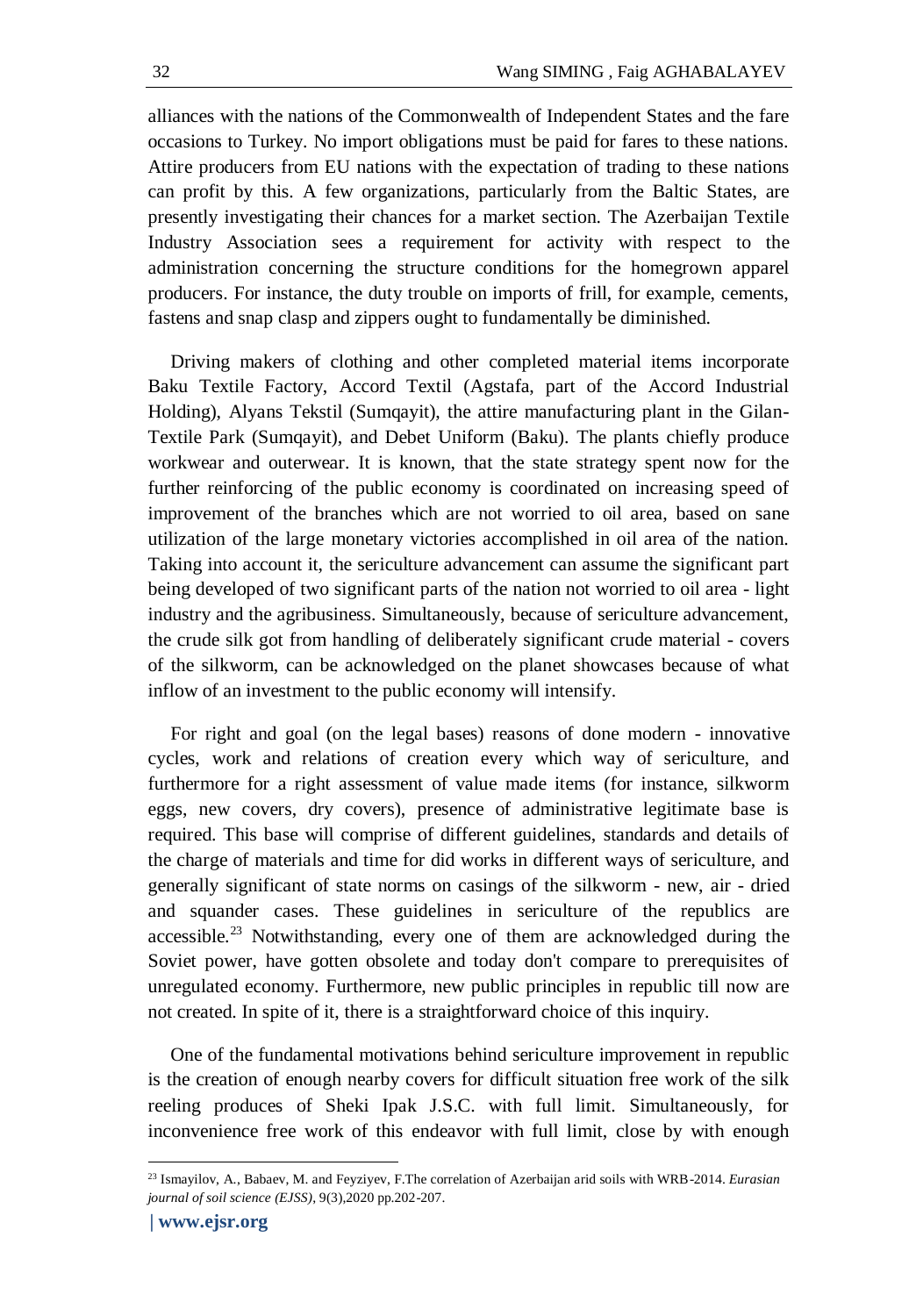alliances with the nations of the Commonwealth of Independent States and the fare occasions to Turkey. No import obligations must be paid for fares to these nations. Attire producers from EU nations with the expectation of trading to these nations can profit by this. A few organizations, particularly from the Baltic States, are presently investigating their chances for a market section. The Azerbaijan Textile Industry Association sees a requirement for activity with respect to the administration concerning the structure conditions for the homegrown apparel producers. For instance, the duty trouble on imports of frill, for example, cements, fastens and snap clasp and zippers ought to fundamentally be diminished.

Driving makers of clothing and other completed material items incorporate Baku Textile Factory, Accord Textil (Agstafa, part of the Accord Industrial Holding), Alyans Tekstil (Sumqayit), the attire manufacturing plant in the Gilan-Textile Park (Sumqayit), and Debet Uniform (Baku). The plants chiefly produce workwear and outerwear. It is known, that the state strategy spent now for the further reinforcing of the public economy is coordinated on increasing speed of improvement of the branches which are not worried to oil area, based on sane utilization of the large monetary victories accomplished in oil area of the nation. Taking into account it, the sericulture advancement can assume the significant part being developed of two significant parts of the nation not worried to oil area - light industry and the agribusiness. Simultaneously, because of sericulture advancement, the crude silk got from handling of deliberately significant crude material - covers of the silkworm, can be acknowledged on the planet showcases because of what inflow of an investment to the public economy will intensify.

For right and goal (on the legal bases) reasons of done modern - innovative cycles, work and relations of creation every which way of sericulture, and furthermore for a right assessment of value made items (for instance, silkworm eggs, new covers, dry covers), presence of administrative legitimate base is required. This base will comprise of different guidelines, standards and details of the charge of materials and time for did works in different ways of sericulture, and generally significant of state norms on casings of the silkworm - new, air - dried and squander cases. These guidelines in sericulture of the republics are accessible.[23] Notwithstanding, every one of them are acknowledged during the Soviet power, have gotten obsolete and today don't compare to prerequisites of unregulated economy. Furthermore, new public principles in republic till now are not created. In spite of it, there is a straightforward choice of this inquiry.

One of the fundamental motivations behind sericulture improvement in republic is the creation of enough nearby covers for difficult situation free work of the silk reeling produces of Sheki Ipak J.S.C. with full limit. Simultaneously, for inconvenience free work of this endeavor with full limit, close by with enough

---

[23] Ismayilov, A., Babaev, M. and Feyziyev, F.The correlation of Azerbaijan arid soils with WRB-2014. *Eurasian journal of soil science (EJSS)*, 9(3),2020 pp.202-207.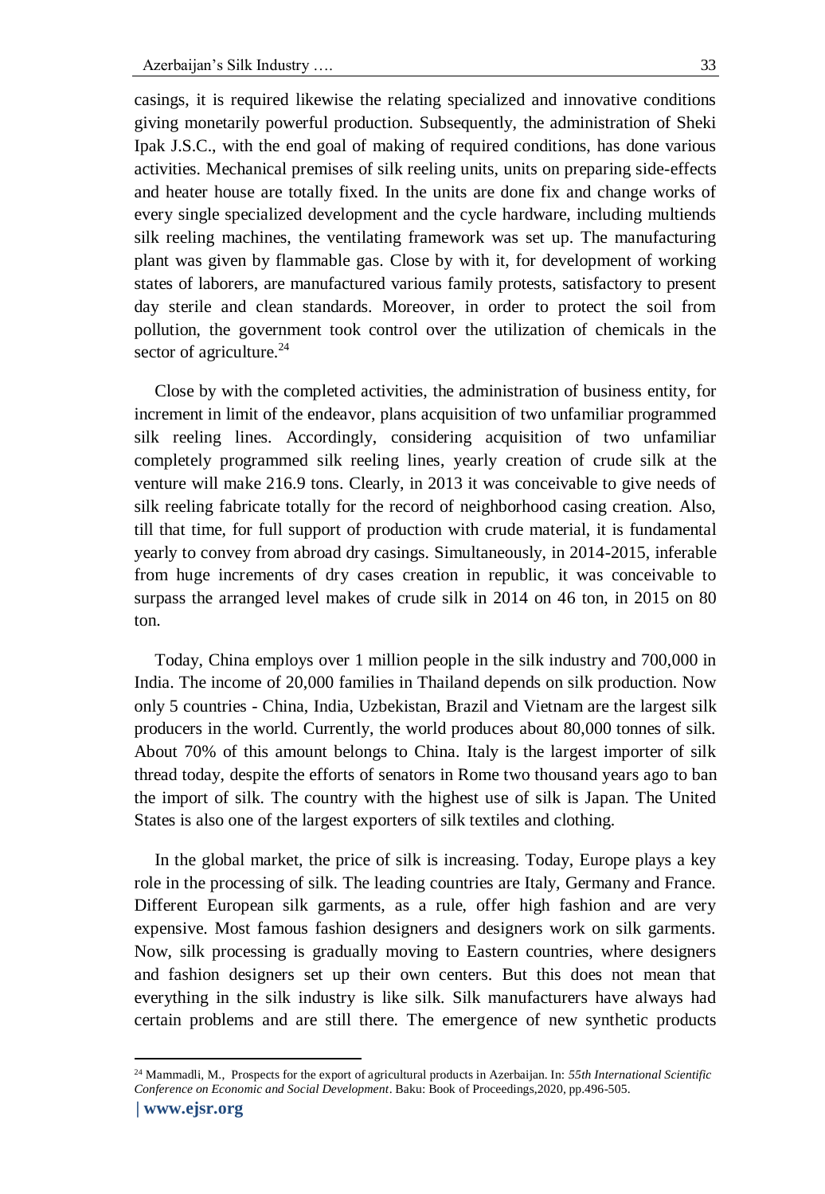casings, it is required likewise the relating specialized and innovative conditions giving monetarily powerful production. Subsequently, the administration of Sheki Ipak J.S.C., with the end goal of making of required conditions, has done various activities. Mechanical premises of silk reeling units, units on preparing side-effects and heater house are totally fixed. In the units are done fix and change works of every single specialized development and the cycle hardware, including multiends silk reeling machines, the ventilating framework was set up. The manufacturing plant was given by flammable gas. Close by with it, for development of working states of laborers, are manufactured various family protests, satisfactory to present day sterile and clean standards. Moreover, in order to protect the soil from pollution, the government took control over the utilization of chemicals in the sector of agriculture.[24]

Close by with the completed activities, the administration of business entity, for increment in limit of the endeavor, plans acquisition of two unfamiliar programmed silk reeling lines. Accordingly, considering acquisition of two unfamiliar completely programmed silk reeling lines, yearly creation of crude silk at the venture will make 216.9 tons. Clearly, in 2013 it was conceivable to give needs of silk reeling fabricate totally for the record of neighborhood casing creation. Also, till that time, for full support of production with crude material, it is fundamental yearly to convey from abroad dry casings. Simultaneously, in 2014-2015, inferable from huge increments of dry cases creation in republic, it was conceivable to surpass the arranged level makes of crude silk in 2014 on 46 ton, in 2015 on 80 ton.

Today, China employs over 1 million people in the silk industry and 700,000 in India. The income of 20,000 families in Thailand depends on silk production. Now only 5 countries - China, India, Uzbekistan, Brazil and Vietnam are the largest silk producers in the world. Currently, the world produces about 80,000 tonnes of silk. About 70% of this amount belongs to China. Italy is the largest importer of silk thread today, despite the efforts of senators in Rome two thousand years ago to ban the import of silk. The country with the highest use of silk is Japan. The United States is also one of the largest exporters of silk textiles and clothing.

In the global market, the price of silk is increasing. Today, Europe plays a key role in the processing of silk. The leading countries are Italy, Germany and France. Different European silk garments, as a rule, offer high fashion and are very expensive. Most famous fashion designers and designers work on silk garments. Now, silk processing is gradually moving to Eastern countries, where designers and fashion designers set up their own centers. But this does not mean that everything in the silk industry is like silk. Silk manufacturers have always had certain problems and are still there. The emergence of new synthetic products

---

[24] Mammadli, M., Prospects for the export of agricultural products in Azerbaijan. In: *55th International Scientific Conference on Economic and Social Development*. Baku: Book of Proceedings,2020, pp.496-505.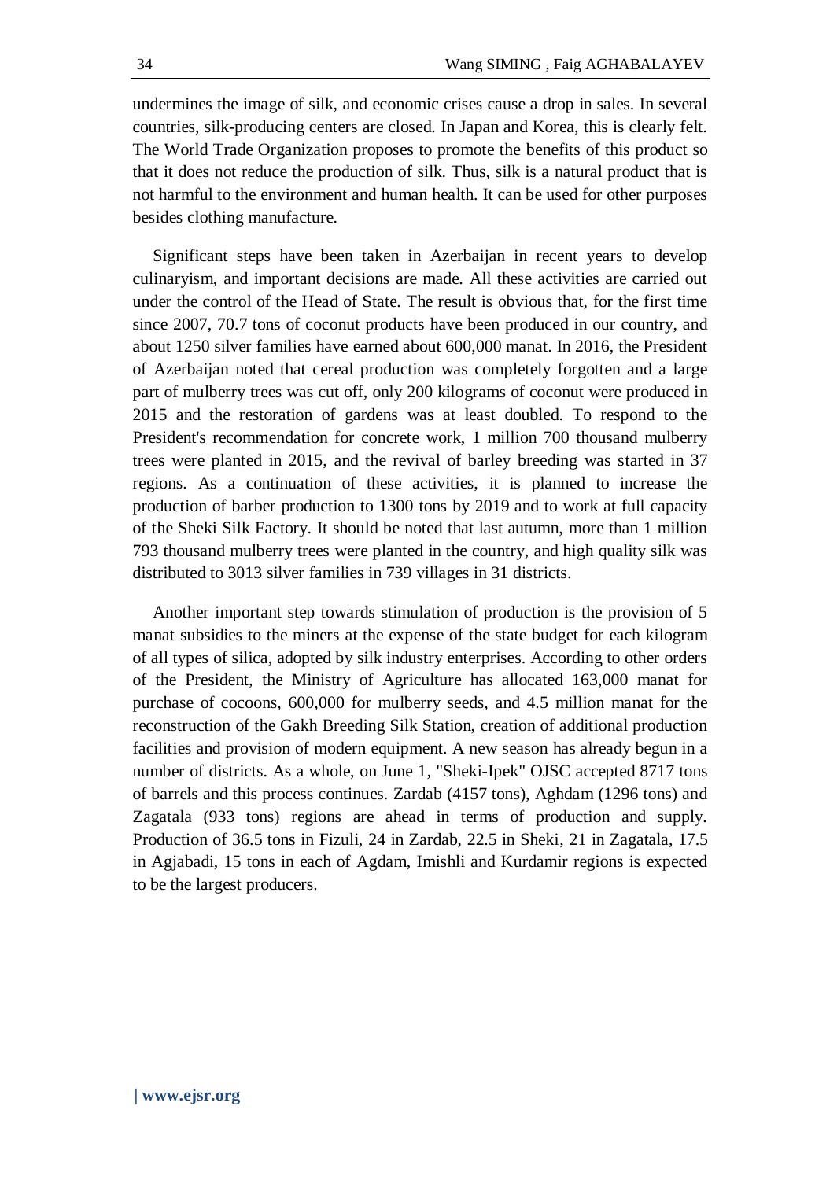undermines the image of silk, and economic crises cause a drop in sales. In several countries, silk-producing centers are closed. In Japan and Korea, this is clearly felt. The World Trade Organization proposes to promote the benefits of this product so that it does not reduce the production of silk. Thus, silk is a natural product that is not harmful to the environment and human health. It can be used for other purposes besides clothing manufacture.

Significant steps have been taken in Azerbaijan in recent years to develop culinaryism, and important decisions are made. All these activities are carried out under the control of the Head of State. The result is obvious that, for the first time since 2007, 70.7 tons of coconut products have been produced in our country, and about 1250 silver families have earned about 600,000 manat. In 2016, the President of Azerbaijan noted that cereal production was completely forgotten and a large part of mulberry trees was cut off, only 200 kilograms of coconut were produced in 2015 and the restoration of gardens was at least doubled. To respond to the President's recommendation for concrete work, 1 million 700 thousand mulberry trees were planted in 2015, and the revival of barley breeding was started in 37 regions. As a continuation of these activities, it is planned to increase the production of barber production to 1300 tons by 2019 and to work at full capacity of the Sheki Silk Factory. It should be noted that last autumn, more than 1 million 793 thousand mulberry trees were planted in the country, and high quality silk was distributed to 3013 silver families in 739 villages in 31 districts.

Another important step towards stimulation of production is the provision of 5 manat subsidies to the miners at the expense of the state budget for each kilogram of all types of silica, adopted by silk industry enterprises. According to other orders of the President, the Ministry of Agriculture has allocated 163,000 manat for purchase of cocoons, 600,000 for mulberry seeds, and 4.5 million manat for the reconstruction of the Gakh Breeding Silk Station, creation of additional production facilities and provision of modern equipment. A new season has already begun in a number of districts. As a whole, on June 1, "Sheki-Ipek" OJSC accepted 8717 tons of barrels and this process continues. Zardab (4157 tons), Aghdam (1296 tons) and Zagatala (933 tons) regions are ahead in terms of production and supply. Production of 36.5 tons in Fizuli, 24 in Zardab, 22.5 in Sheki, 21 in Zagatala, 17.5 in Agjabadi, 15 tons in each of Agdam, Imishli and Kurdamir regions is expected to be the largest producers.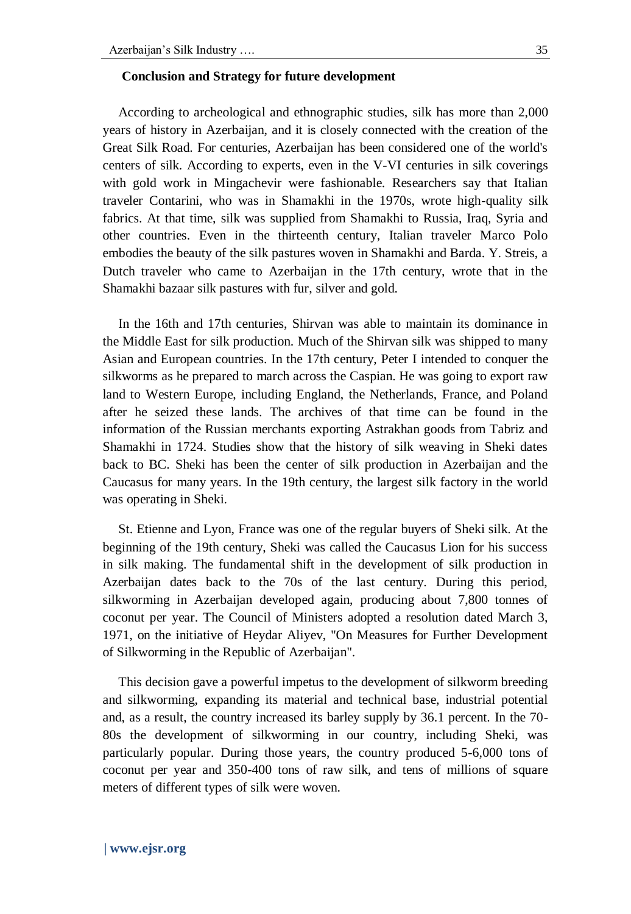### Conclusion and Strategy for future development

According to archeological and ethnographic studies, silk has more than 2,000 years of history in Azerbaijan, and it is closely connected with the creation of the Great Silk Road. For centuries, Azerbaijan has been considered one of the world's centers of silk. According to experts, even in the V-VI centuries in silk coverings with gold work in Mingachevir were fashionable. Researchers say that Italian traveler Contarini, who was in Shamakhi in the 1970s, wrote high-quality silk fabrics. At that time, silk was supplied from Shamakhi to Russia, Iraq, Syria and other countries. Even in the thirteenth century, Italian traveler Marco Polo embodies the beauty of the silk pastures woven in Shamakhi and Barda. Y. Streis, a Dutch traveler who came to Azerbaijan in the 17th century, wrote that in the Shamakhi bazaar silk pastures with fur, silver and gold.

In the 16th and 17th centuries, Shirvan was able to maintain its dominance in the Middle East for silk production. Much of the Shirvan silk was shipped to many Asian and European countries. In the 17th century, Peter I intended to conquer the silkworms as he prepared to march across the Caspian. He was going to export raw land to Western Europe, including England, the Netherlands, France, and Poland after he seized these lands. The archives of that time can be found in the information of the Russian merchants exporting Astrakhan goods from Tabriz and Shamakhi in 1724. Studies show that the history of silk weaving in Sheki dates back to BC. Sheki has been the center of silk production in Azerbaijan and the Caucasus for many years. In the 19th century, the largest silk factory in the world was operating in Sheki.

St. Etienne and Lyon, France was one of the regular buyers of Sheki silk. At the beginning of the 19th century, Sheki was called the Caucasus Lion for his success in silk making. The fundamental shift in the development of silk production in Azerbaijan dates back to the 70s of the last century. During this period, silkworming in Azerbaijan developed again, producing about 7,800 tonnes of coconut per year. The Council of Ministers adopted a resolution dated March 3, 1971, on the initiative of Heydar Aliyev, "On Measures for Further Development of Silkworming in the Republic of Azerbaijan".

This decision gave a powerful impetus to the development of silkworm breeding and silkworming, expanding its material and technical base, industrial potential and, as a result, the country increased its barley supply by 36.1 percent. In the 70-80s the development of silkworming in our country, including Sheki, was particularly popular. During those years, the country produced 5-6,000 tons of coconut per year and 350-400 tons of raw silk, and tens of millions of square meters of different types of silk were woven.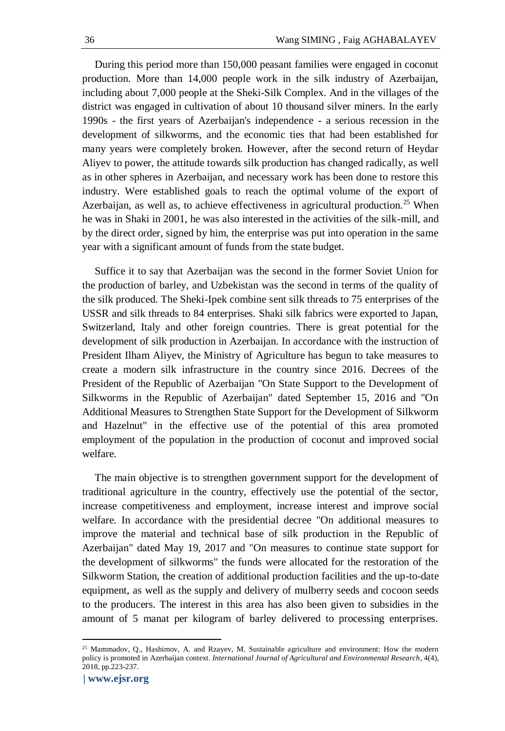During this period more than 150,000 peasant families were engaged in coconut production. More than 14,000 people work in the silk industry of Azerbaijan, including about 7,000 people at the Sheki-Silk Complex. And in the villages of the district was engaged in cultivation of about 10 thousand silver miners. In the early 1990s - the first years of Azerbaijan's independence - a serious recession in the development of silkworms, and the economic ties that had been established for many years were completely broken. However, after the second return of Heydar Aliyev to power, the attitude towards silk production has changed radically, as well as in other spheres in Azerbaijan, and necessary work has been done to restore this industry. Were established goals to reach the optimal volume of the export of Azerbaijan, as well as, to achieve effectiveness in agricultural production.[25] When he was in Shaki in 2001, he was also interested in the activities of the silk-mill, and by the direct order, signed by him, the enterprise was put into operation in the same year with a significant amount of funds from the state budget.

Suffice it to say that Azerbaijan was the second in the former Soviet Union for the production of barley, and Uzbekistan was the second in terms of the quality of the silk produced. The Sheki-Ipek combine sent silk threads to 75 enterprises of the USSR and silk threads to 84 enterprises. Shaki silk fabrics were exported to Japan, Switzerland, Italy and other foreign countries. There is great potential for the development of silk production in Azerbaijan. In accordance with the instruction of President Ilham Aliyev, the Ministry of Agriculture has begun to take measures to create a modern silk infrastructure in the country since 2016. Decrees of the President of the Republic of Azerbaijan "On State Support to the Development of Silkworms in the Republic of Azerbaijan" dated September 15, 2016 and "On Additional Measures to Strengthen State Support for the Development of Silkworm and Hazelnut" in the effective use of the potential of this area promoted employment of the population in the production of coconut and improved social welfare.

The main objective is to strengthen government support for the development of traditional agriculture in the country, effectively use the potential of the sector, increase competitiveness and employment, increase interest and improve social welfare. In accordance with the presidential decree "On additional measures to improve the material and technical base of silk production in the Republic of Azerbaijan" dated May 19, 2017 and "On measures to continue state support for the development of silkworms" the funds were allocated for the restoration of the Silkworm Station, the creation of additional production facilities and the up-to-date equipment, as well as the supply and delivery of mulberry seeds and cocoon seeds to the producers. The interest in this area has also been given to subsidies in the amount of 5 manat per kilogram of barley delivered to processing enterprises.

[25] Mammadov, Q., Hashimov, A. and Rzayev, M. Sustainable agriculture and environment: How the modern policy is promoted in Azerbaijan context. *International Journal of Agricultural and Environmental Research*, 4(4), 2018, pp.223-237.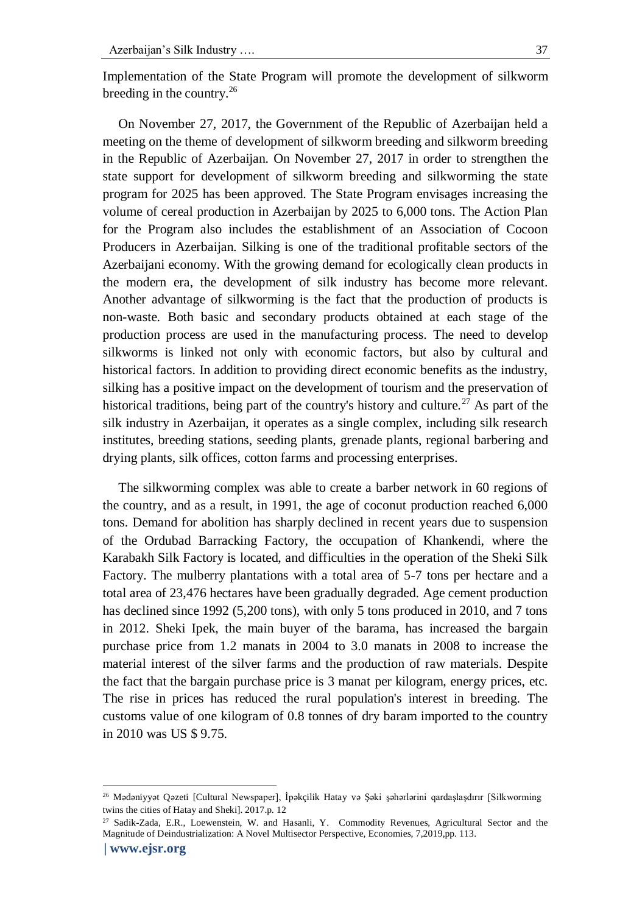Implementation of the State Program will promote the development of silkworm breeding in the country.[26]

On November 27, 2017, the Government of the Republic of Azerbaijan held a meeting on the theme of development of silkworm breeding and silkworm breeding in the Republic of Azerbaijan. On November 27, 2017 in order to strengthen the state support for development of silkworm breeding and silkworming the state program for 2025 has been approved. The State Program envisages increasing the volume of cereal production in Azerbaijan by 2025 to 6,000 tons. The Action Plan for the Program also includes the establishment of an Association of Cocoon Producers in Azerbaijan. Silking is one of the traditional profitable sectors of the Azerbaijani economy. With the growing demand for ecologically clean products in the modern era, the development of silk industry has become more relevant. Another advantage of silkworming is the fact that the production of products is non-waste. Both basic and secondary products obtained at each stage of the production process are used in the manufacturing process. The need to develop silkworms is linked not only with economic factors, but also by cultural and historical factors. In addition to providing direct economic benefits as the industry, silking has a positive impact on the development of tourism and the preservation of historical traditions, being part of the country's history and culture.[27] As part of the silk industry in Azerbaijan, it operates as a single complex, including silk research institutes, breeding stations, seeding plants, grenade plants, regional barbering and drying plants, silk offices, cotton farms and processing enterprises.

The silkworming complex was able to create a barber network in 60 regions of the country, and as a result, in 1991, the age of coconut production reached 6,000 tons. Demand for abolition has sharply declined in recent years due to suspension of the Ordubad Barracking Factory, the occupation of Khankendi, where the Karabakh Silk Factory is located, and difficulties in the operation of the Sheki Silk Factory. The mulberry plantations with a total area of 5-7 tons per hectare and a total area of 23,476 hectares have been gradually degraded. Age cement production has declined since 1992 (5,200 tons), with only 5 tons produced in 2010, and 7 tons in 2012. Sheki Ipek, the main buyer of the barama, has increased the bargain purchase price from 1.2 manats in 2004 to 3.0 manats in 2008 to increase the material interest of the silver farms and the production of raw materials. Despite the fact that the bargain purchase price is 3 manat per kilogram, energy prices, etc. The rise in prices has reduced the rural population's interest in breeding. The customs value of one kilogram of 0.8 tonnes of dry baram imported to the country in 2010 was US $ 9.75.

---

[26] Mədəniyyət Qəzeti [Cultural Newspaper], İpəkçilik Hatay və Şəki şəhərlərini qardaşlaşdırır [Silkworming twins the cities of Hatay and Sheki]. 2017.p. 12

[27] Sadik-Zada, E.R., Loewenstein, W. and Hasanli, Y. Commodity Revenues, Agricultural Sector and the Magnitude of Deindustrialization: A Novel Multisector Perspective, Economies, 7,2019,pp. 113.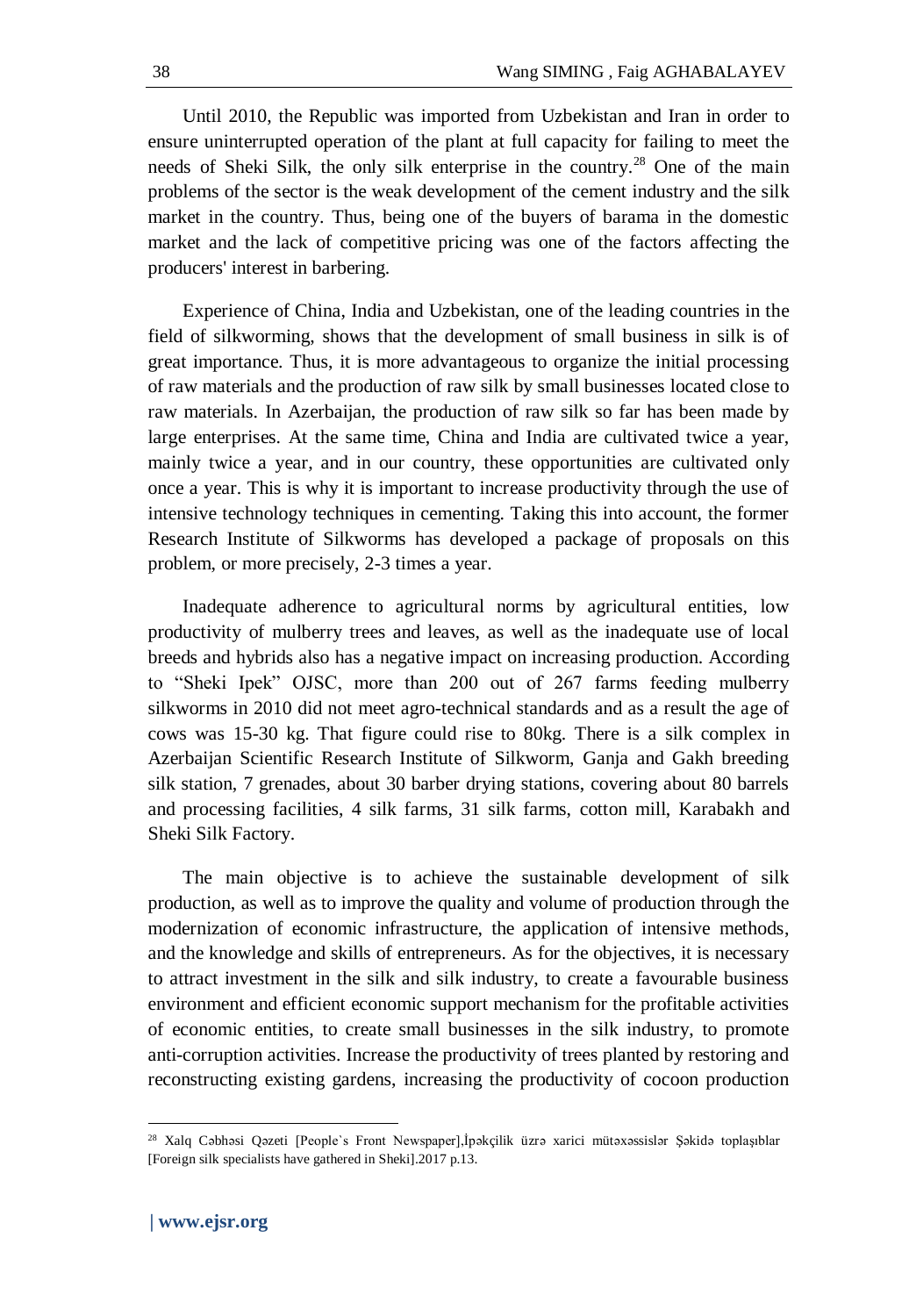Until 2010, the Republic was imported from Uzbekistan and Iran in order to ensure uninterrupted operation of the plant at full capacity for failing to meet the needs of Sheki Silk, the only silk enterprise in the country.[28] One of the main problems of the sector is the weak development of the cement industry and the silk market in the country. Thus, being one of the buyers of barama in the domestic market and the lack of competitive pricing was one of the factors affecting the producers' interest in barbering.

Experience of China, India and Uzbekistan, one of the leading countries in the field of silkworming, shows that the development of small business in silk is of great importance. Thus, it is more advantageous to organize the initial processing of raw materials and the production of raw silk by small businesses located close to raw materials. In Azerbaijan, the production of raw silk so far has been made by large enterprises. At the same time, China and India are cultivated twice a year, mainly twice a year, and in our country, these opportunities are cultivated only once a year. This is why it is important to increase productivity through the use of intensive technology techniques in cementing. Taking this into account, the former Research Institute of Silkworms has developed a package of proposals on this problem, or more precisely, 2-3 times a year.

Inadequate adherence to agricultural norms by agricultural entities, low productivity of mulberry trees and leaves, as well as the inadequate use of local breeds and hybrids also has a negative impact on increasing production. According to "Sheki Ipek" OJSC, more than 200 out of 267 farms feeding mulberry silkworms in 2010 did not meet agro-technical standards and as a result the age of cows was 15-30 kg. That figure could rise to 80kg. There is a silk complex in Azerbaijan Scientific Research Institute of Silkworm, Ganja and Gakh breeding silk station, 7 grenades, about 30 barber drying stations, covering about 80 barrels and processing facilities, 4 silk farms, 31 silk farms, cotton mill, Karabakh and Sheki Silk Factory.

The main objective is to achieve the sustainable development of silk production, as well as to improve the quality and volume of production through the modernization of economic infrastructure, the application of intensive methods, and the knowledge and skills of entrepreneurs. As for the objectives, it is necessary to attract investment in the silk and silk industry, to create a favourable business environment and efficient economic support mechanism for the profitable activities of economic entities, to create small businesses in the silk industry, to promote anti-corruption activities. Increase the productivity of trees planted by restoring and reconstructing existing gardens, increasing the productivity of cocoon production

---

[28] Xalq Cəbhəsi Qəzeti [People`s Front Newspaper],İpəkçilik üzrə xarici mütəxəssislər Şəkidə toplaşıblar [Foreign silk specialists have gathered in Sheki].2017 p.13.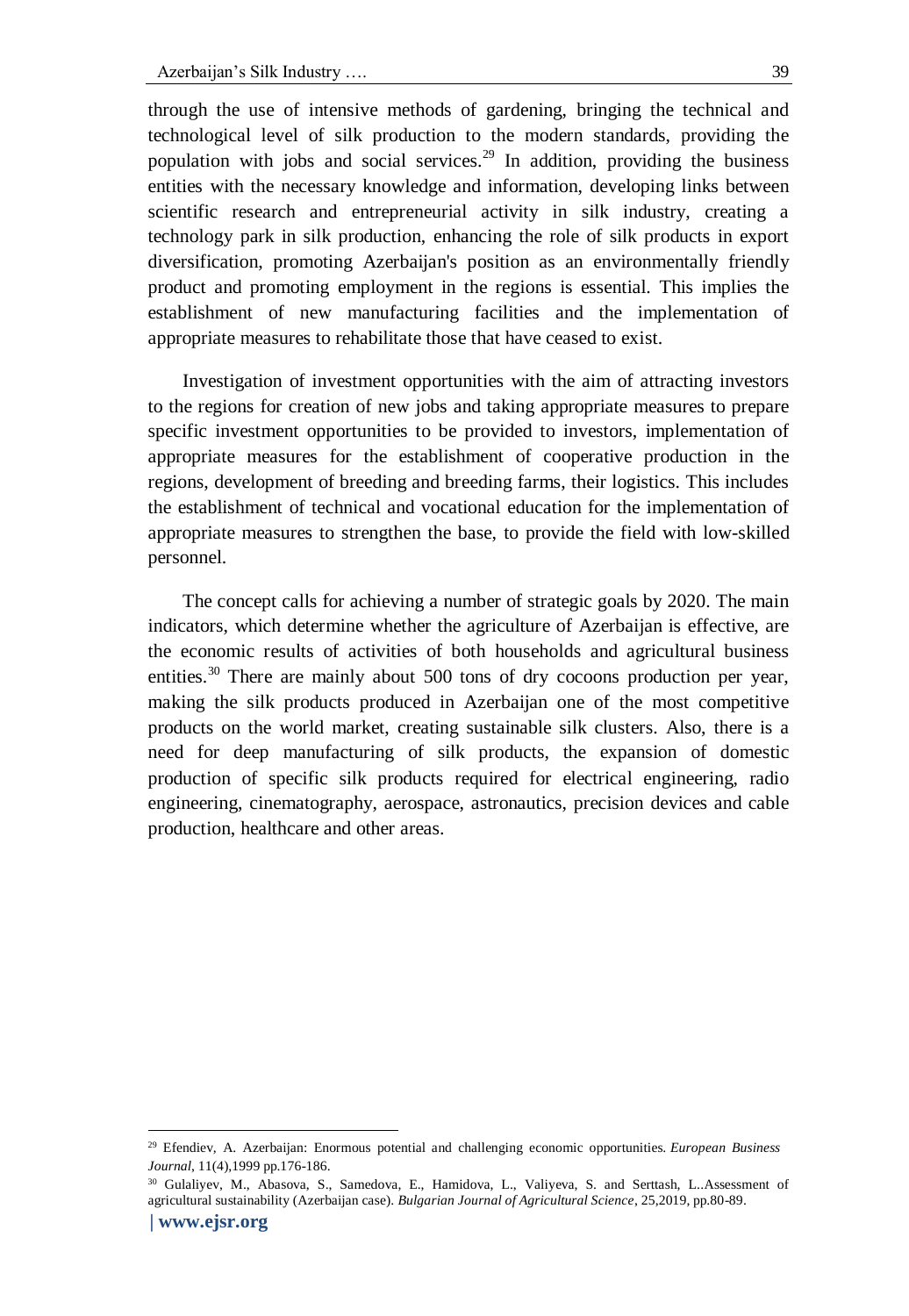through the use of intensive methods of gardening, bringing the technical and technological level of silk production to the modern standards, providing the population with jobs and social services.[29] In addition, providing the business entities with the necessary knowledge and information, developing links between scientific research and entrepreneurial activity in silk industry, creating a technology park in silk production, enhancing the role of silk products in export diversification, promoting Azerbaijan's position as an environmentally friendly product and promoting employment in the regions is essential. This implies the establishment of new manufacturing facilities and the implementation of appropriate measures to rehabilitate those that have ceased to exist.

Investigation of investment opportunities with the aim of attracting investors to the regions for creation of new jobs and taking appropriate measures to prepare specific investment opportunities to be provided to investors, implementation of appropriate measures for the establishment of cooperative production in the regions, development of breeding and breeding farms, their logistics. This includes the establishment of technical and vocational education for the implementation of appropriate measures to strengthen the base, to provide the field with low-skilled personnel.

The concept calls for achieving a number of strategic goals by 2020. The main indicators, which determine whether the agriculture of Azerbaijan is effective, are the economic results of activities of both households and agricultural business entities.[30] There are mainly about 500 tons of dry cocoons production per year, making the silk products produced in Azerbaijan one of the most competitive products on the world market, creating sustainable silk clusters. Also, there is a need for deep manufacturing of silk products, the expansion of domestic production of specific silk products required for electrical engineering, radio engineering, cinematography, aerospace, astronautics, precision devices and cable production, healthcare and other areas.

---

[29] Efendiev, A. Azerbaijan: Enormous potential and challenging economic opportunities. *European Business Journal*, 11(4),1999 pp.176-186.

[30] Gulaliyev, M., Abasova, S., Samedova, E., Hamidova, L., Valiyeva, S. and Serttash, L..Assessment of agricultural sustainability (Azerbaijan case). *Bulgarian Journal of Agricultural Science*, 25,2019, pp.80-89.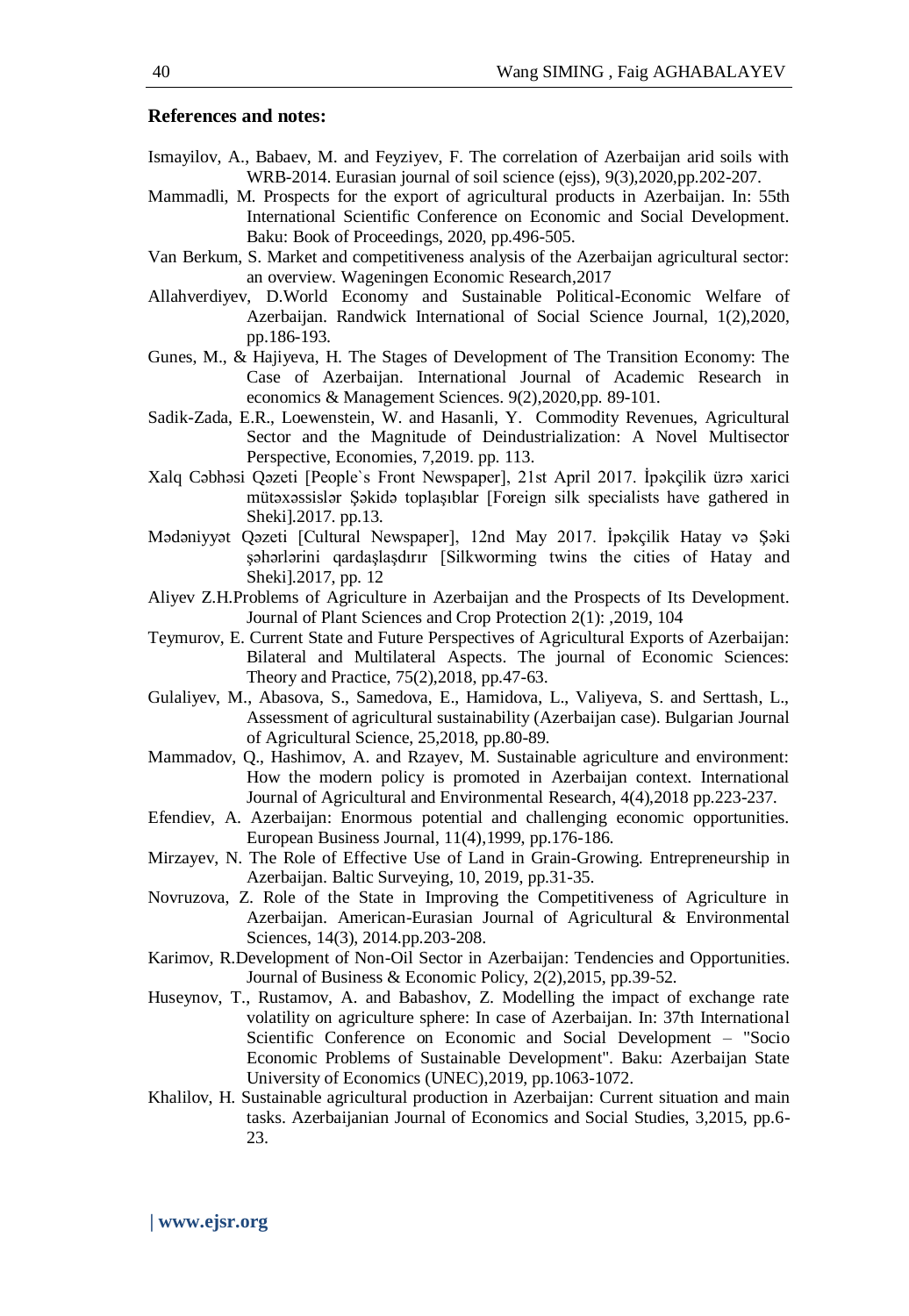**References and notes:**

Ismayilov, A., Babaev, M. and Feyziyev, F. The correlation of Azerbaijan arid soils with WRB-2014. Eurasian journal of soil science (ejss), 9(3),2020,pp.202-207.

Mammadli, M. Prospects for the export of agricultural products in Azerbaijan. In: 55th International Scientific Conference on Economic and Social Development. Baku: Book of Proceedings, 2020, pp.496-505.

Van Berkum, S. Market and competitiveness analysis of the Azerbaijan agricultural sector: an overview. Wageningen Economic Research,2017

Allahverdiyev, D.World Economy and Sustainable Political-Economic Welfare of Azerbaijan. Randwick International of Social Science Journal, 1(2),2020, pp.186-193.

Gunes, M., & Hajiyeva, H. The Stages of Development of The Transition Economy: The Case of Azerbaijan. International Journal of Academic Research in economics & Management Sciences. 9(2),2020,pp. 89-101.

Sadik-Zada, E.R., Loewenstein, W. and Hasanli, Y. Commodity Revenues, Agricultural Sector and the Magnitude of Deindustrialization: A Novel Multisector Perspective, Economies, 7,2019. pp. 113.

Xalq Cəbhəsi Qəzeti [People`s Front Newspaper], 21st April 2017. İpəkçilik üzrə xarici mütəxəssislər Şəkidə toplaşıblar [Foreign silk specialists have gathered in Sheki].2017. pp.13.

Mədəniyyət Qəzeti [Cultural Newspaper], 12nd May 2017. İpəkçilik Hatay və Şəki şəhərlərini qardaşlaşdırır [Silkworming twins the cities of Hatay and Sheki].2017, pp. 12

Aliyev Z.H.Problems of Agriculture in Azerbaijan and the Prospects of Its Development. Journal of Plant Sciences and Crop Protection 2(1): ,2019, 104

Teymurov, E. Current State and Future Perspectives of Agricultural Exports of Azerbaijan: Bilateral and Multilateral Aspects. The journal of Economic Sciences: Theory and Practice, 75(2),2018, pp.47-63.

Gulaliyev, M., Abasova, S., Samedova, E., Hamidova, L., Valiyeva, S. and Serttash, L., Assessment of agricultural sustainability (Azerbaijan case). Bulgarian Journal of Agricultural Science, 25,2018, pp.80-89.

Mammadov, Q., Hashimov, A. and Rzayev, M. Sustainable agriculture and environment: How the modern policy is promoted in Azerbaijan context. International Journal of Agricultural and Environmental Research, 4(4),2018 pp.223-237.

Efendiev, A. Azerbaijan: Enormous potential and challenging economic opportunities. European Business Journal, 11(4),1999, pp.176-186.

Mirzayev, N. The Role of Effective Use of Land in Grain-Growing. Entrepreneurship in Azerbaijan. Baltic Surveying, 10, 2019, pp.31-35.

Novruzova, Z. Role of the State in Improving the Competitiveness of Agriculture in Azerbaijan. American-Eurasian Journal of Agricultural & Environmental Sciences, 14(3), 2014.pp.203-208.

Karimov, R.Development of Non-Oil Sector in Azerbaijan: Tendencies and Opportunities. Journal of Business & Economic Policy, 2(2),2015, pp.39-52.

Huseynov, T., Rustamov, A. and Babashov, Z. Modelling the impact of exchange rate volatility on agriculture sphere: In case of Azerbaijan. In: 37th International Scientific Conference on Economic and Social Development – "Socio Economic Problems of Sustainable Development". Baku: Azerbaijan State University of Economics (UNEC),2019, pp.1063-1072.

Khalilov, H. Sustainable agricultural production in Azerbaijan: Current situation and main tasks. Azerbaijanian Journal of Economics and Social Studies, 3,2015, pp.6-23.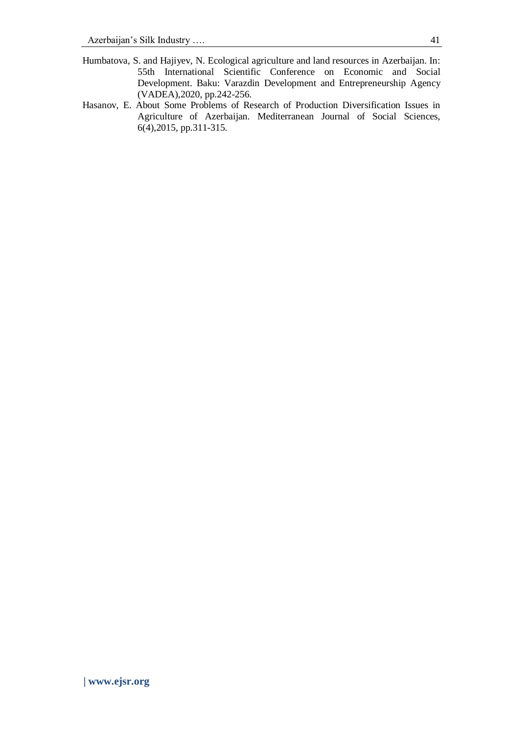Humbatova, S. and Hajiyev, N. Ecological agriculture and land resources in Azerbaijan. In: 55th International Scientific Conference on Economic and Social Development. Baku: Varazdin Development and Entrepreneurship Agency (VADEA),2020, pp.242-256.

Hasanov, E. About Some Problems of Research of Production Diversification Issues in Agriculture of Azerbaijan. Mediterranean Journal of Social Sciences, 6(4),2015, pp.311-315.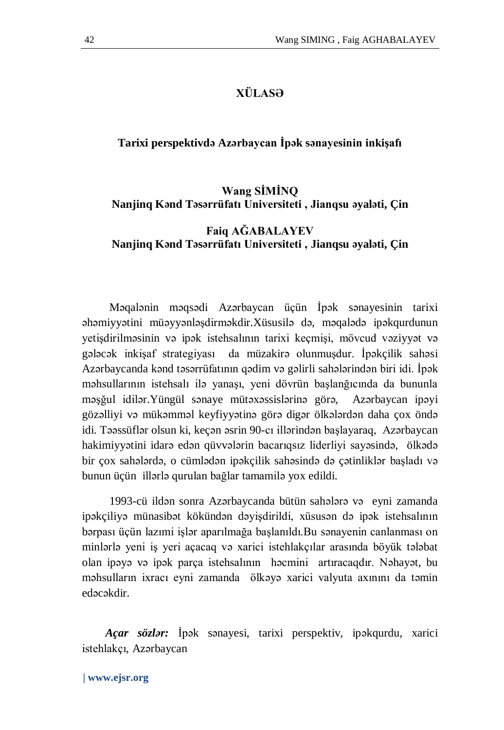## XÜLASƏ

### Tarixi perspektivdə Azərbaycan İpək sənayesinin inkişafı

**Wang SİMİNQ**
**Nanjinq Kənd Təsərrüfatı Universiteti , Jianqsu əyaləti, Çin**

**Faiq AĞABALAYEV**
**Nanjinq Kənd Təsərrüfatı Universiteti , Jianqsu əyaləti, Çin**

Məqalənin məqsədi Azərbaycan üçün İpək sənayesinin tarixi əhəmiyyətini müəyyənləşdirməkdir.Xüsusilə də, məqalədə ipəkqurdunun yetişdirilməsinin və ipək istehsalının tarixi keçmişi, mövcud vəziyyət və gələcək inkişaf strategiyası da müzakirə olunmuşdur. İpəkçilik sahəsi Azərbaycanda kənd təsərrüfatının qədim və gəlirli sahələrindən biri idi. İpək məhsullarının istehsalı ilə yanaşı, yeni dövrün başlanğıcında da bununla məşğul idilər.Yüngül sənaye mütəxəssislərinə görə, Azərbaycan ipəyi gözəlliyi və mükəmməl keyfiyyətinə görə digər ölkələrdən daha çox öndə idi. Təəssüflər olsun ki, keçən əsrin 90-cı illərindən başlayaraq, Azərbaycan hakimiyyətini idarə edən qüvvələrin bacarıqsız liderliyi sayəsində, ölkədə bir çox sahələrdə, o cümlədən ipəkçilik sahəsində də çətinliklər başladı və bunun üçün illərlə qurulan bağlar tamamilə yox edildi.

1993-cü ildən sonra Azərbaycanda bütün sahələrə və eyni zamanda ipəkçiliyə münasibət kökündən dəyişdirildi, xüsusən də ipək istehsalının bərpası üçün lazımi işlər aparılmağa başlanıldı.Bu sənayenin canlanması on minlərlə yeni iş yeri açacaq və xarici istehlakçılar arasında böyük tələbat olan ipəyə və ipək parça istehsalının həcmini artıracaqdır. Nəhayət, bu məhsulların ixracı eyni zamanda ölkəyə xarici valyuta axınını da təmin edəcəkdir.

***Açar sözlər:*** İpək sənayesi, tarixi perspektiv, ipəkqurdu, xarici istehlakçı, Azərbaycan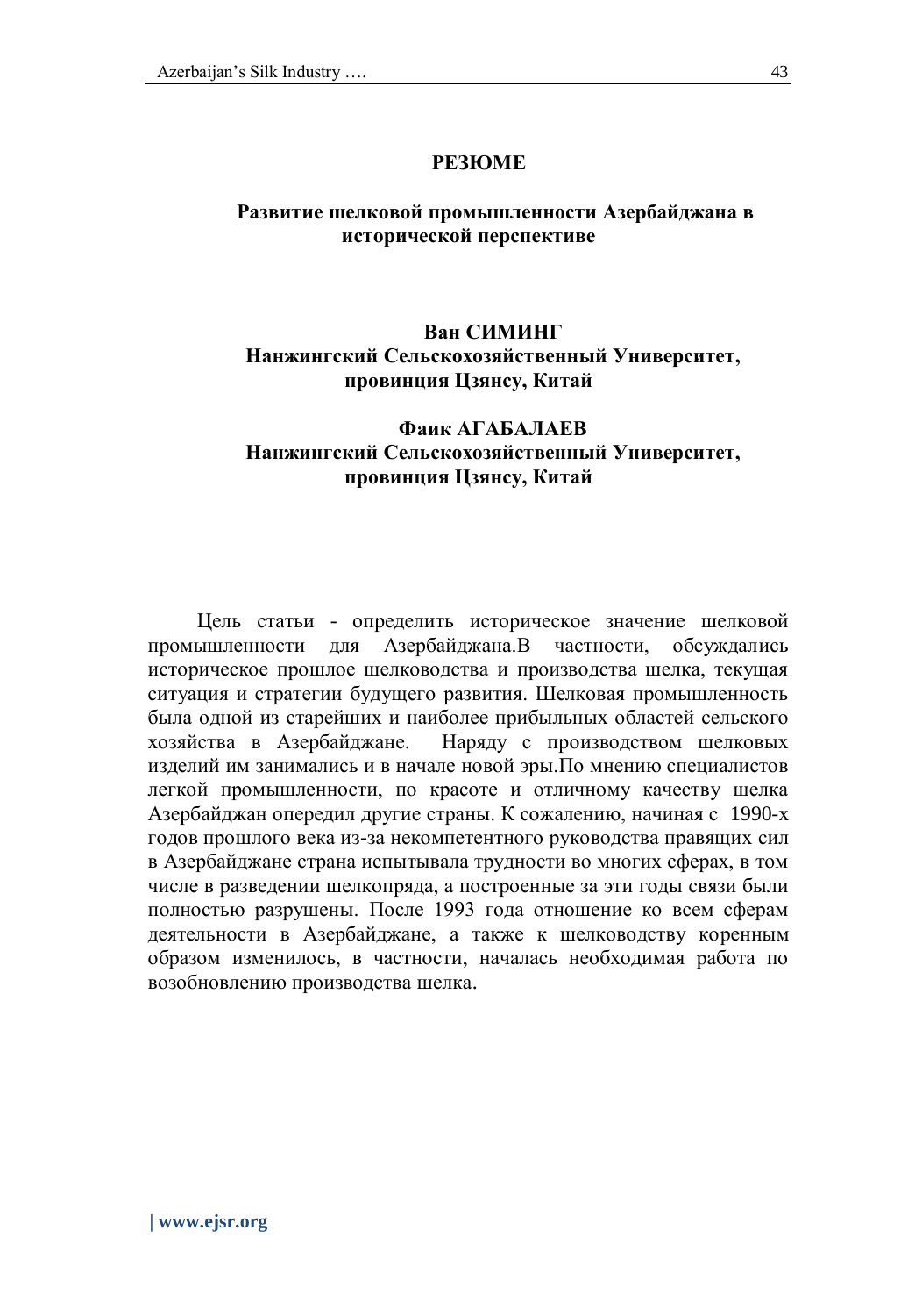## РЕЗЮМЕ

### Развитие шелковой промышленности Азербайджана в исторической перспективе

**Ван СИМИНГ**
**Нанжингский Сельскохозяйственный Университет, провинция Цзянсу, Китай**

**Фаик АГАБАЛАЕВ**
**Нанжингский Сельскохозяйственный Университет, провинция Цзянсу, Китай**

Цель статьи - определить историческое значение шелковой промышленности для Азербайджана.В частности, обсуждались историческое прошлое шелководства и производства шелка, текущая ситуация и стратегии будущего развития. Шелковая промышленность была одной из старейших и наиболее прибыльных областей сельского хозяйства в Азербайджане. Наряду с производством шелковых изделий им занимались и в начале новой эры.По мнению специалистов легкой промышленности, по красоте и отличному качеству шелка Азербайджан опередил другие страны. К сожалению, начиная с 1990-х годов прошлого века из-за некомпетентного руководства правящих сил в Азербайджане страна испытывала трудности во многих сферах, в том числе в разведении шелкопряда, а построенные за эти годы связи были полностью разрушены. После 1993 года отношение ко всем сферам деятельности в Азербайджане, а также к шелководству коренным образом изменилось, в частности, началась необходимая работа по возобновлению производства шелка.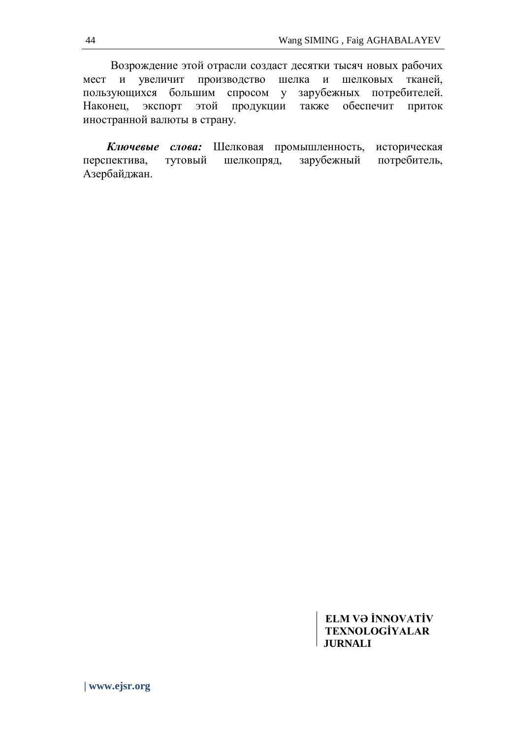Возрождение этой отрасли создаст десятки тысяч новых рабочих мест и увеличит производство шелка и шелковых тканей, пользующихся большим спросом у зарубежных потребителей. Наконец, экспорт этой продукции также обеспечит приток иностранной валюты в страну.

***Ключевые слова:*** Шелковая промышленность, историческая перспектива, тутовый шелкопряд, зарубежный потребитель, Азербайджан.